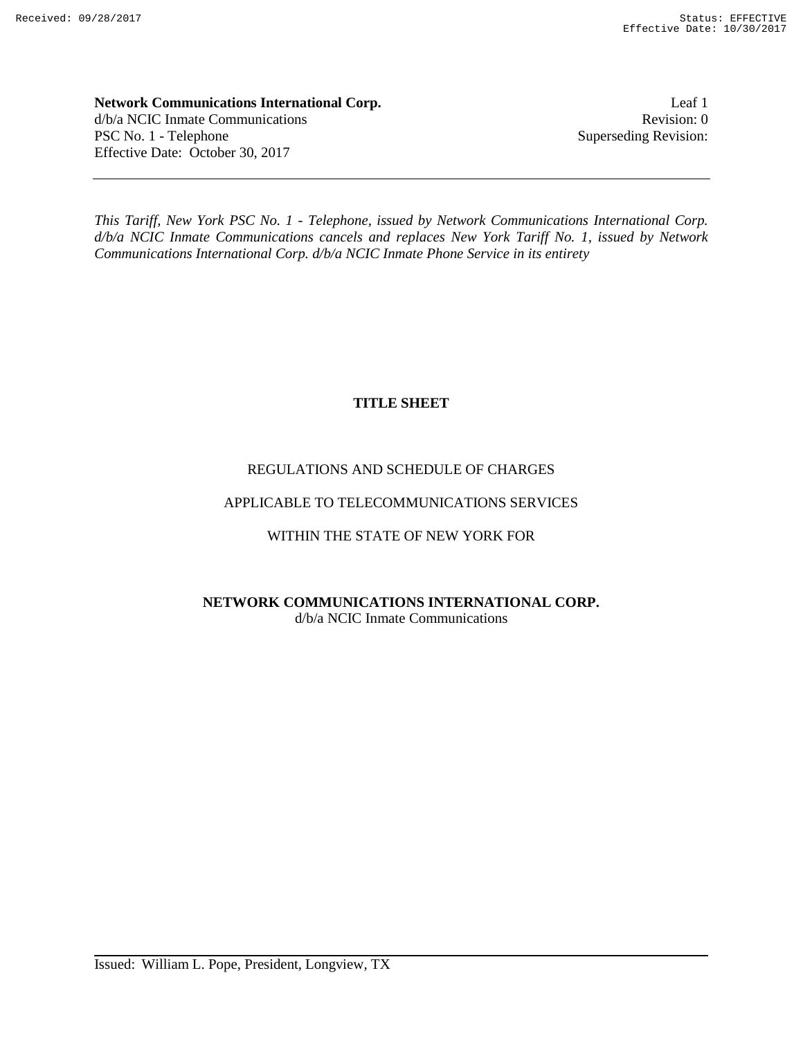**Network Communications International Corp.**
d/b/a NCIC Inmate Communications
PSC No. 1 - Telephone
Effective Date: October 30, 2017

Leaf 1
Revision: 0
Superseding Revision:

---

*This Tariff, New York PSC No. 1 - Telephone, issued by Network Communications International Corp. d/b/a NCIC Inmate Communications cancels and replaces New York Tariff No. 1, issued by Network Communications International Corp. d/b/a NCIC Inmate Phone Service in its entirety*

# TITLE SHEET

REGULATIONS AND SCHEDULE OF CHARGES

APPLICABLE TO TELECOMMUNICATIONS SERVICES

WITHIN THE STATE OF NEW YORK FOR

**NETWORK COMMUNICATIONS INTERNATIONAL CORP.**
d/b/a NCIC Inmate Communications

---

Issued: William L. Pope, President, Longview, TX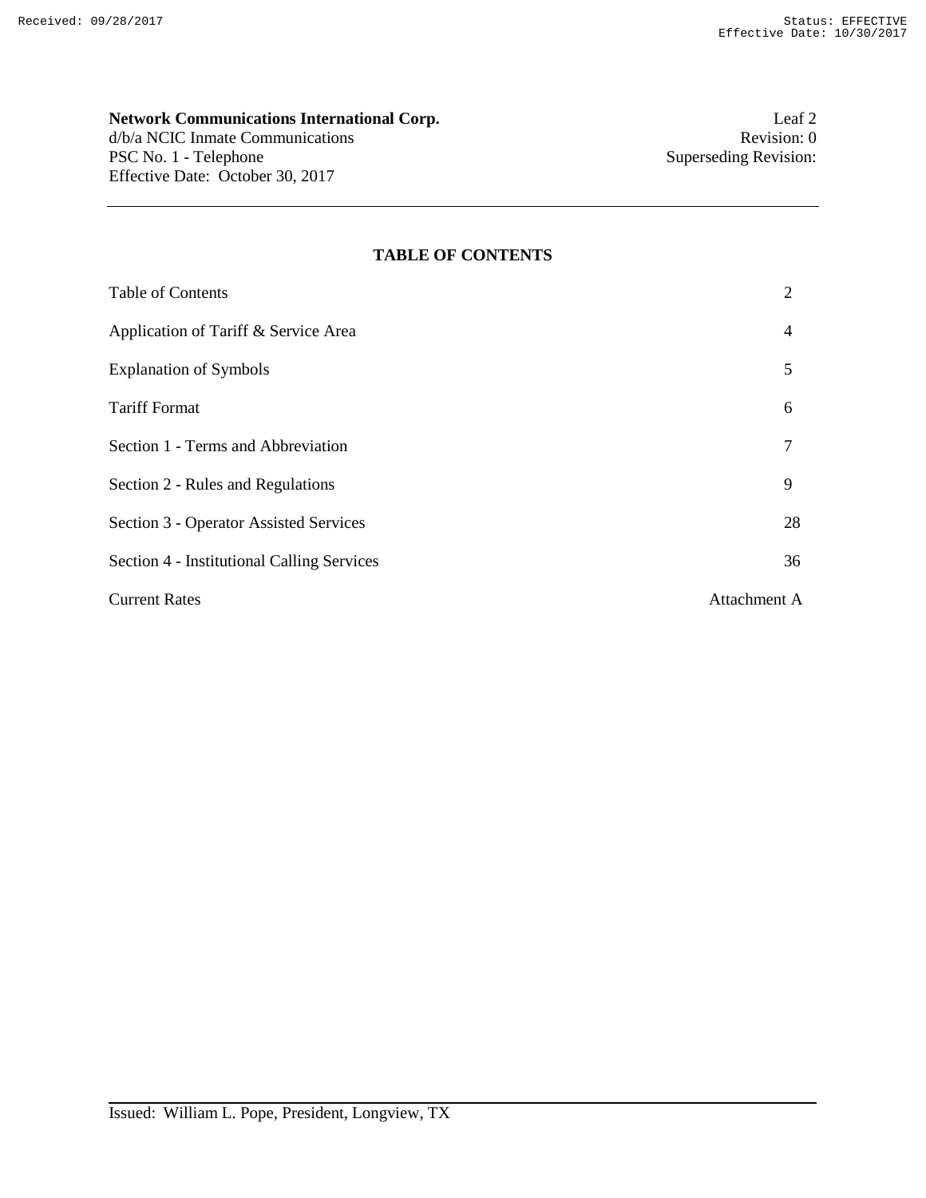**Network Communications International Corp.**
d/b/a NCIC Inmate Communications
PSC No. 1 - Telephone
Effective Date: October 30, 2017

Leaf 2
Revision: 0
Superseding Revision:

## TABLE OF CONTENTS

| | |
|---|---|
| Table of Contents | 2 |
| Application of Tariff & Service Area | 4 |
| Explanation of Symbols | 5 |
| Tariff Format | 6 |
| Section 1 - Terms and Abbreviation | 7 |
| Section 2 - Rules and Regulations | 9 |
| Section 3 - Operator Assisted Services | 28 |
| Section 4 - Institutional Calling Services | 36 |
| Current Rates | Attachment A |

Issued: William L. Pope, President, Longview, TX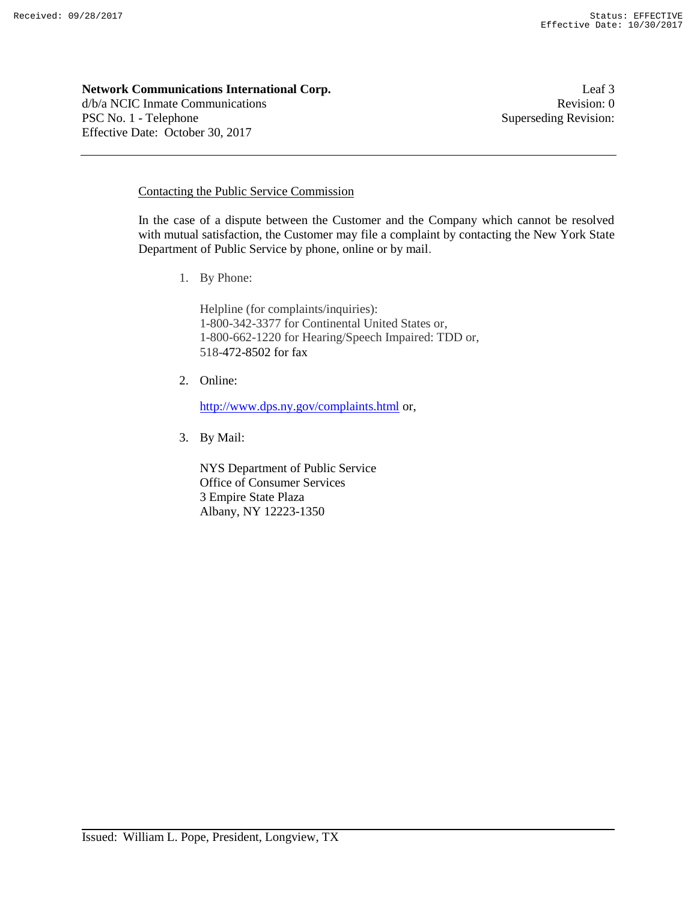## Contacting the Public Service Commission

In the case of a dispute between the Customer and the Company which cannot be resolved with mutual satisfaction, the Customer may file a complaint by contacting the New York State Department of Public Service by phone, online or by mail.

1. By Phone:

   Helpline (for complaints/inquiries):
   1-800-342-3377 for Continental United States or,
   1-800-662-1220 for Hearing/Speech Impaired: TDD or,
   518-472-8502 for fax

2. Online:

   http://www.dps.ny.gov/complaints.html or,

3. By Mail:

   NYS Department of Public Service
   Office of Consumer Services
   3 Empire State Plaza
   Albany, NY 12223-1350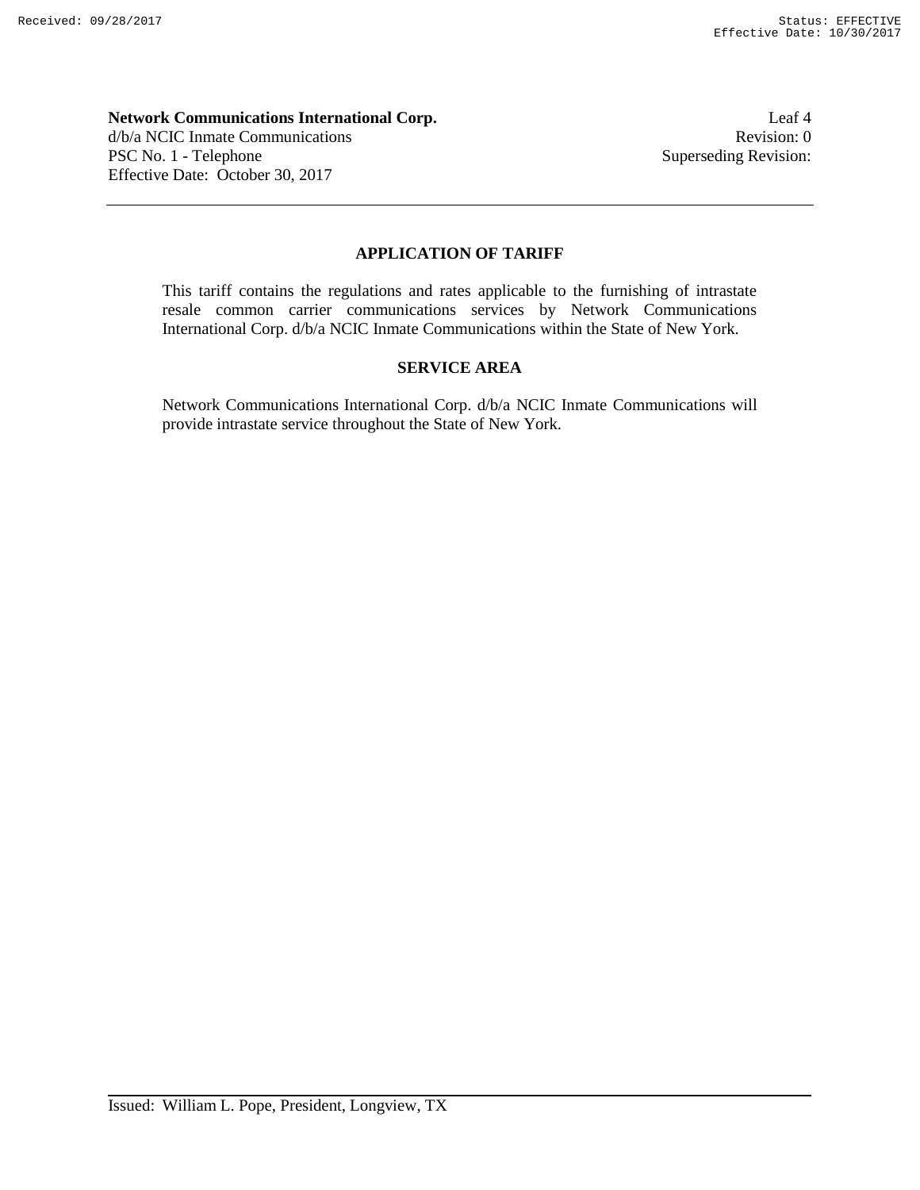## APPLICATION OF TARIFF

This tariff contains the regulations and rates applicable to the furnishing of intrastate resale common carrier communications services by Network Communications International Corp. d/b/a NCIC Inmate Communications within the State of New York.

## SERVICE AREA

Network Communications International Corp. d/b/a NCIC Inmate Communications will provide intrastate service throughout the State of New York.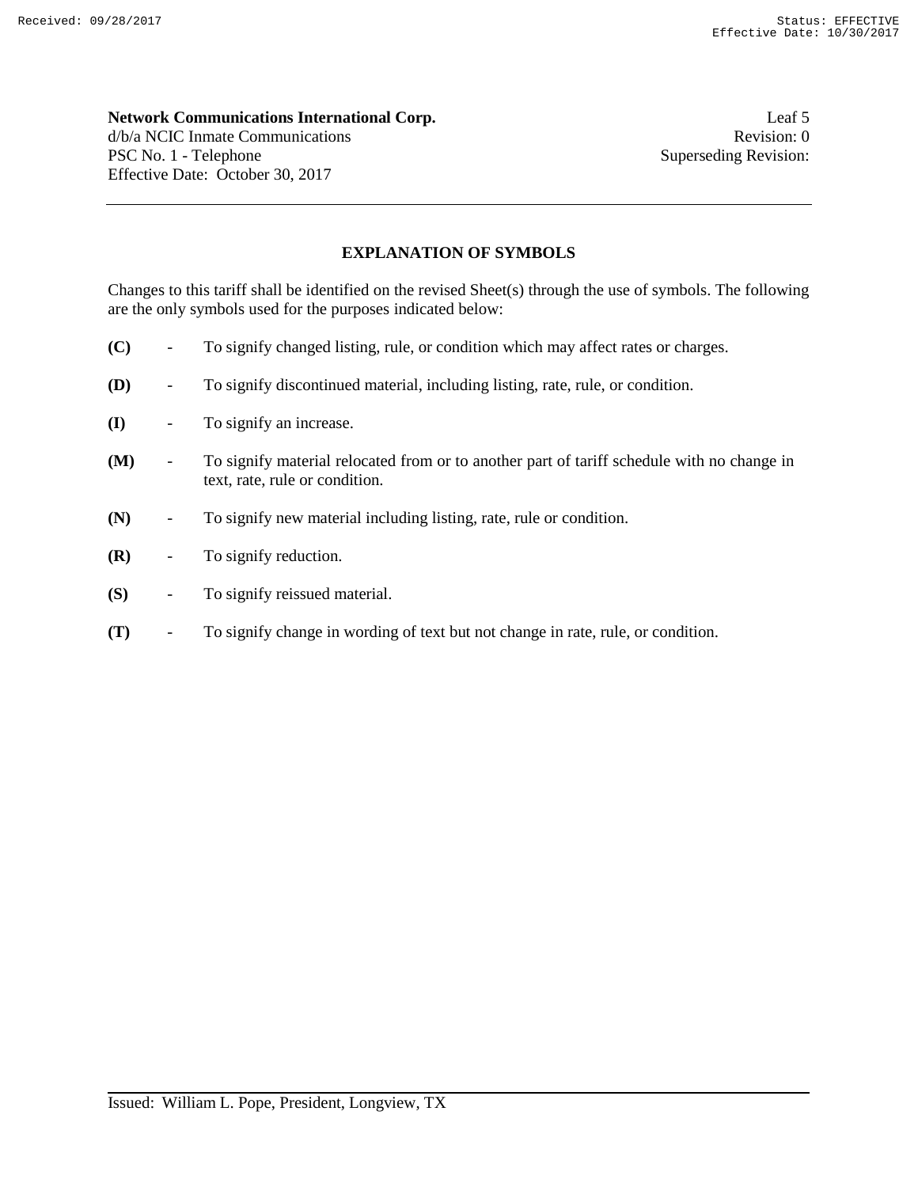# EXPLANATION OF SYMBOLS

Changes to this tariff shall be identified on the revised Sheet(s) through the use of symbols. The following are the only symbols used for the purposes indicated below:

**(C)** - To signify changed listing, rule, or condition which may affect rates or charges.

**(D)** - To signify discontinued material, including listing, rate, rule, or condition.

**(I)** - To signify an increase.

**(M)** - To signify material relocated from or to another part of tariff schedule with no change in text, rate, rule or condition.

**(N)** - To signify new material including listing, rate, rule or condition.

**(R)** - To signify reduction.

**(S)** - To signify reissued material.

**(T)** - To signify change in wording of text but not change in rate, rule, or condition.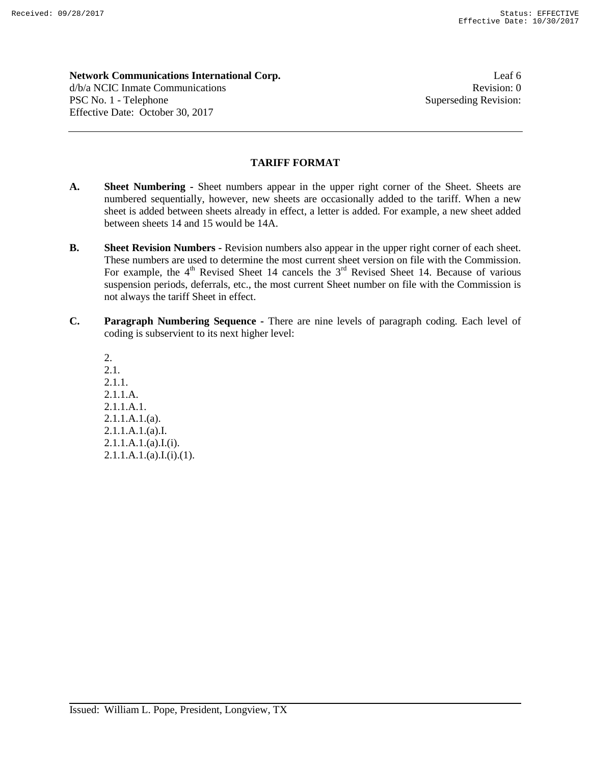**Network Communications International Corp.**
d/b/a NCIC Inmate Communications
PSC No. 1 - Telephone
Effective Date: October 30, 2017

Leaf 6
Revision: 0
Superseding Revision:

---

## TARIFF FORMAT

**A. Sheet Numbering -** Sheet numbers appear in the upper right corner of the Sheet. Sheets are numbered sequentially, however, new sheets are occasionally added to the tariff. When a new sheet is added between sheets already in effect, a letter is added. For example, a new sheet added between sheets 14 and 15 would be 14A.

**B. Sheet Revision Numbers -** Revision numbers also appear in the upper right corner of each sheet. These numbers are used to determine the most current sheet version on file with the Commission. For example, the 4th Revised Sheet 14 cancels the 3rd Revised Sheet 14. Because of various suspension periods, deferrals, etc., the most current Sheet number on file with the Commission is not always the tariff Sheet in effect.

**C. Paragraph Numbering Sequence -** There are nine levels of paragraph coding. Each level of coding is subservient to its next higher level:

2.
2.1.
2.1.1.
2.1.1.A.
2.1.1.A.1.
2.1.1.A.1.(a).
2.1.1.A.1.(a).I.
2.1.1.A.1.(a).I.(i).
2.1.1.A.1.(a).I.(i).(1).

---

Issued: William L. Pope, President, Longview, TX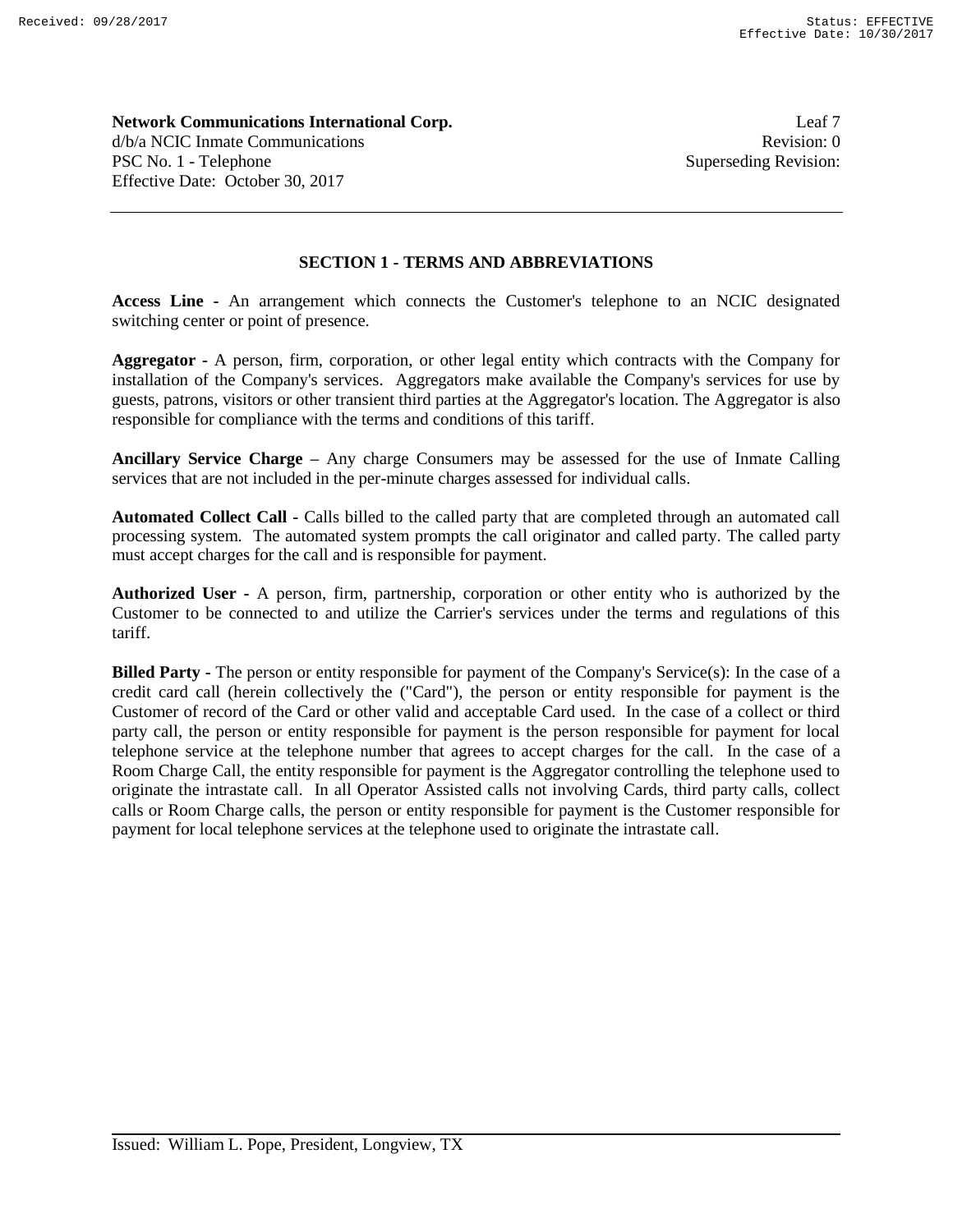## SECTION 1 - TERMS AND ABBREVIATIONS

**Access Line -** An arrangement which connects the Customer's telephone to an NCIC designated switching center or point of presence.

**Aggregator -** A person, firm, corporation, or other legal entity which contracts with the Company for installation of the Company's services. Aggregators make available the Company's services for use by guests, patrons, visitors or other transient third parties at the Aggregator's location. The Aggregator is also responsible for compliance with the terms and conditions of this tariff.

**Ancillary Service Charge** – Any charge Consumers may be assessed for the use of Inmate Calling services that are not included in the per-minute charges assessed for individual calls.

**Automated Collect Call -** Calls billed to the called party that are completed through an automated call processing system. The automated system prompts the call originator and called party. The called party must accept charges for the call and is responsible for payment.

**Authorized User -** A person, firm, partnership, corporation or other entity who is authorized by the Customer to be connected to and utilize the Carrier's services under the terms and regulations of this tariff.

**Billed Party -** The person or entity responsible for payment of the Company's Service(s): In the case of a credit card call (herein collectively the ("Card"), the person or entity responsible for payment is the Customer of record of the Card or other valid and acceptable Card used. In the case of a collect or third party call, the person or entity responsible for payment is the person responsible for payment for local telephone service at the telephone number that agrees to accept charges for the call. In the case of a Room Charge Call, the entity responsible for payment is the Aggregator controlling the telephone used to originate the intrastate call. In all Operator Assisted calls not involving Cards, third party calls, collect calls or Room Charge calls, the person or entity responsible for payment is the Customer responsible for payment for local telephone services at the telephone used to originate the intrastate call.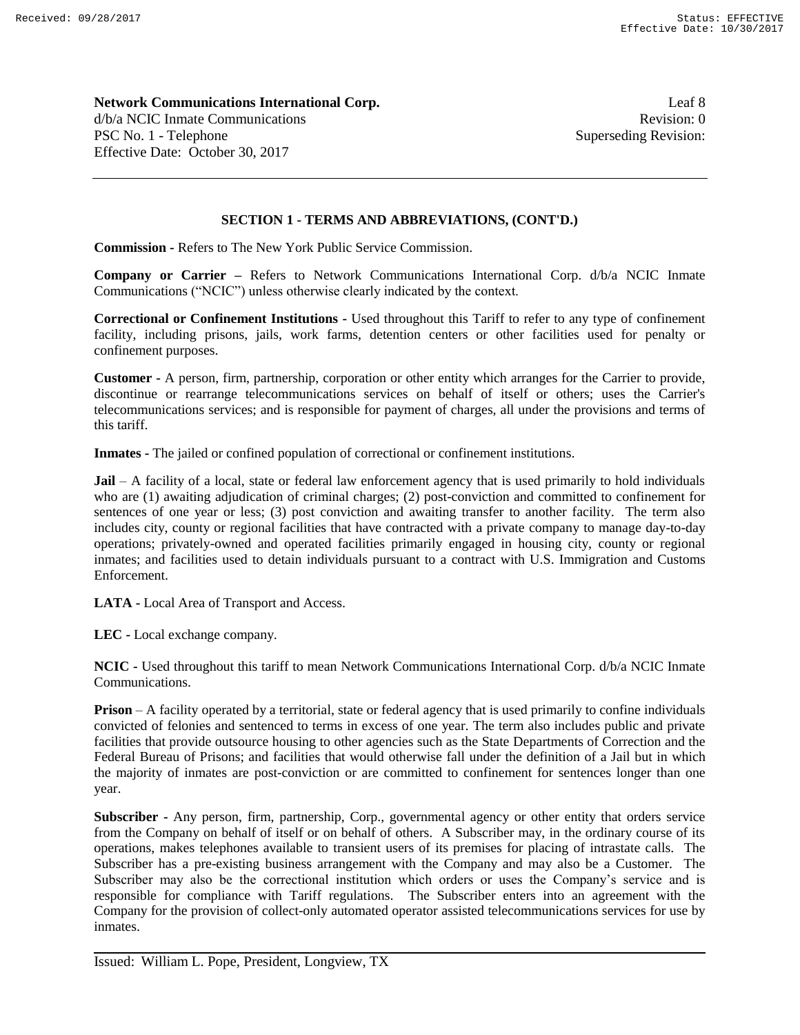## SECTION 1 - TERMS AND ABBREVIATIONS, (CONT'D.)

**Commission -** Refers to The New York Public Service Commission.

**Company or Carrier –** Refers to Network Communications International Corp. d/b/a NCIC Inmate Communications ("NCIC") unless otherwise clearly indicated by the context.

**Correctional or Confinement Institutions -** Used throughout this Tariff to refer to any type of confinement facility, including prisons, jails, work farms, detention centers or other facilities used for penalty or confinement purposes.

**Customer -** A person, firm, partnership, corporation or other entity which arranges for the Carrier to provide, discontinue or rearrange telecommunications services on behalf of itself or others; uses the Carrier's telecommunications services; and is responsible for payment of charges, all under the provisions and terms of this tariff.

**Inmates -** The jailed or confined population of correctional or confinement institutions.

**Jail** – A facility of a local, state or federal law enforcement agency that is used primarily to hold individuals who are (1) awaiting adjudication of criminal charges; (2) post-conviction and committed to confinement for sentences of one year or less; (3) post conviction and awaiting transfer to another facility. The term also includes city, county or regional facilities that have contracted with a private company to manage day-to-day operations; privately-owned and operated facilities primarily engaged in housing city, county or regional inmates; and facilities used to detain individuals pursuant to a contract with U.S. Immigration and Customs Enforcement.

**LATA -** Local Area of Transport and Access.

**LEC -** Local exchange company.

**NCIC -** Used throughout this tariff to mean Network Communications International Corp. d/b/a NCIC Inmate Communications.

**Prison** – A facility operated by a territorial, state or federal agency that is used primarily to confine individuals convicted of felonies and sentenced to terms in excess of one year. The term also includes public and private facilities that provide outsource housing to other agencies such as the State Departments of Correction and the Federal Bureau of Prisons; and facilities that would otherwise fall under the definition of a Jail but in which the majority of inmates are post-conviction or are committed to confinement for sentences longer than one year.

**Subscriber -** Any person, firm, partnership, Corp., governmental agency or other entity that orders service from the Company on behalf of itself or on behalf of others. A Subscriber may, in the ordinary course of its operations, makes telephones available to transient users of its premises for placing of intrastate calls. The Subscriber has a pre-existing business arrangement with the Company and may also be a Customer. The Subscriber may also be the correctional institution which orders or uses the Company's service and is responsible for compliance with Tariff regulations. The Subscriber enters into an agreement with the Company for the provision of collect-only automated operator assisted telecommunications services for use by inmates.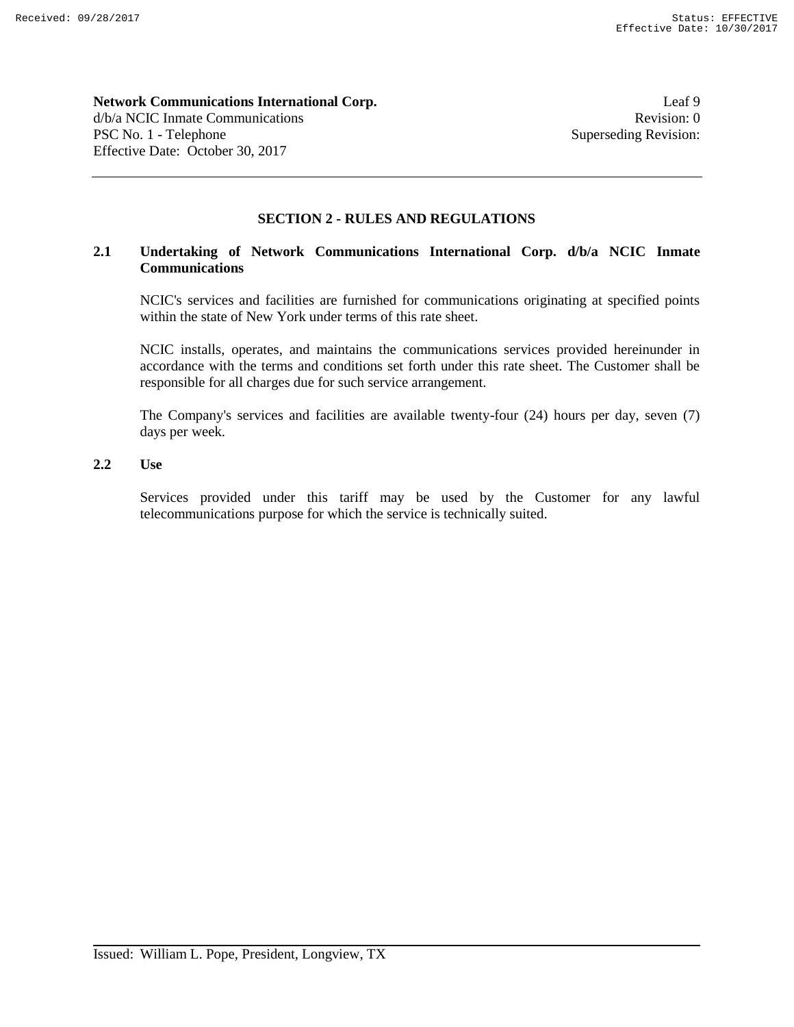## SECTION 2 - RULES AND REGULATIONS

### 2.1 Undertaking of Network Communications International Corp. d/b/a NCIC Inmate Communications

NCIC's services and facilities are furnished for communications originating at specified points within the state of New York under terms of this rate sheet.

NCIC installs, operates, and maintains the communications services provided hereinunder in accordance with the terms and conditions set forth under this rate sheet. The Customer shall be responsible for all charges due for such service arrangement.

The Company's services and facilities are available twenty-four (24) hours per day, seven (7) days per week.

### 2.2 Use

Services provided under this tariff may be used by the Customer for any lawful telecommunications purpose for which the service is technically suited.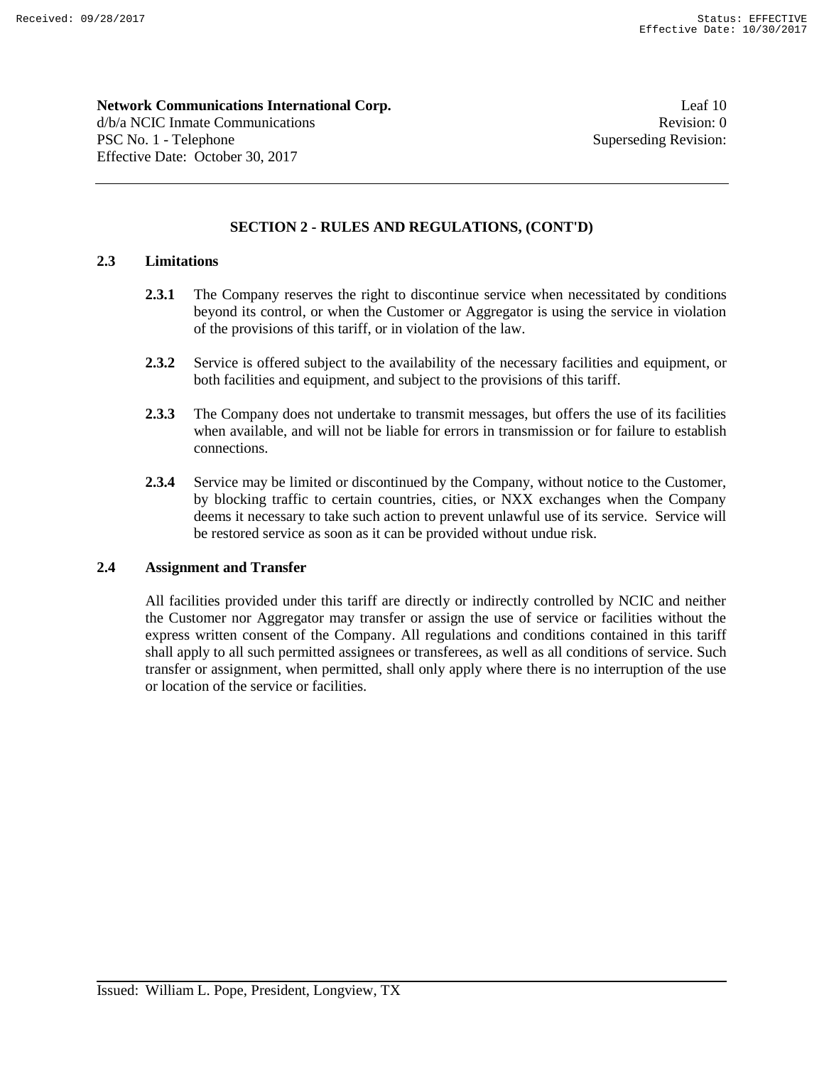## SECTION 2 - RULES AND REGULATIONS, (CONT'D)

### 2.3 Limitations

**2.3.1** The Company reserves the right to discontinue service when necessitated by conditions beyond its control, or when the Customer or Aggregator is using the service in violation of the provisions of this tariff, or in violation of the law.

**2.3.2** Service is offered subject to the availability of the necessary facilities and equipment, or both facilities and equipment, and subject to the provisions of this tariff.

**2.3.3** The Company does not undertake to transmit messages, but offers the use of its facilities when available, and will not be liable for errors in transmission or for failure to establish connections.

**2.3.4** Service may be limited or discontinued by the Company, without notice to the Customer, by blocking traffic to certain countries, cities, or NXX exchanges when the Company deems it necessary to take such action to prevent unlawful use of its service. Service will be restored service as soon as it can be provided without undue risk.

### 2.4 Assignment and Transfer

All facilities provided under this tariff are directly or indirectly controlled by NCIC and neither the Customer nor Aggregator may transfer or assign the use of service or facilities without the express written consent of the Company. All regulations and conditions contained in this tariff shall apply to all such permitted assignees or transferees, as well as all conditions of service. Such transfer or assignment, when permitted, shall only apply where there is no interruption of the use or location of the service or facilities.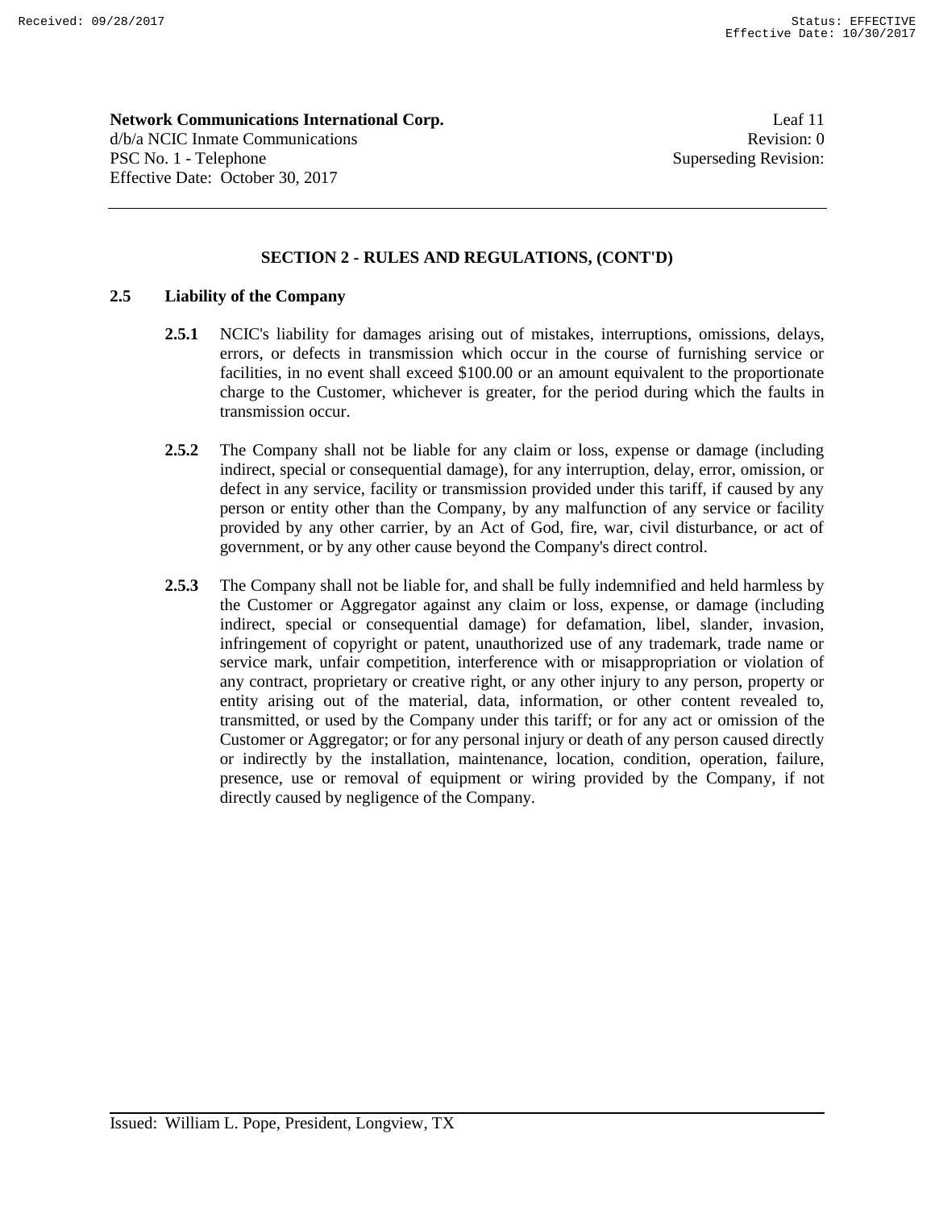**Network Communications International Corp.**
d/b/a NCIC Inmate Communications
PSC No. 1 - Telephone
Effective Date: October 30, 2017

Leaf 11
Revision: 0
Superseding Revision:

## SECTION 2 - RULES AND REGULATIONS, (CONT'D)

### 2.5 Liability of the Company

**2.5.1** NCIC's liability for damages arising out of mistakes, interruptions, omissions, delays, errors, or defects in transmission which occur in the course of furnishing service or facilities, in no event shall exceed $100.00 or an amount equivalent to the proportionate charge to the Customer, whichever is greater, for the period during which the faults in transmission occur.

**2.5.2** The Company shall not be liable for any claim or loss, expense or damage (including indirect, special or consequential damage), for any interruption, delay, error, omission, or defect in any service, facility or transmission provided under this tariff, if caused by any person or entity other than the Company, by any malfunction of any service or facility provided by any other carrier, by an Act of God, fire, war, civil disturbance, or act of government, or by any other cause beyond the Company's direct control.

**2.5.3** The Company shall not be liable for, and shall be fully indemnified and held harmless by the Customer or Aggregator against any claim or loss, expense, or damage (including indirect, special or consequential damage) for defamation, libel, slander, invasion, infringement of copyright or patent, unauthorized use of any trademark, trade name or service mark, unfair competition, interference with or misappropriation or violation of any contract, proprietary or creative right, or any other injury to any person, property or entity arising out of the material, data, information, or other content revealed to, transmitted, or used by the Company under this tariff; or for any act or omission of the Customer or Aggregator; or for any personal injury or death of any person caused directly or indirectly by the installation, maintenance, location, condition, operation, failure, presence, use or removal of equipment or wiring provided by the Company, if not directly caused by negligence of the Company.

Issued: William L. Pope, President, Longview, TX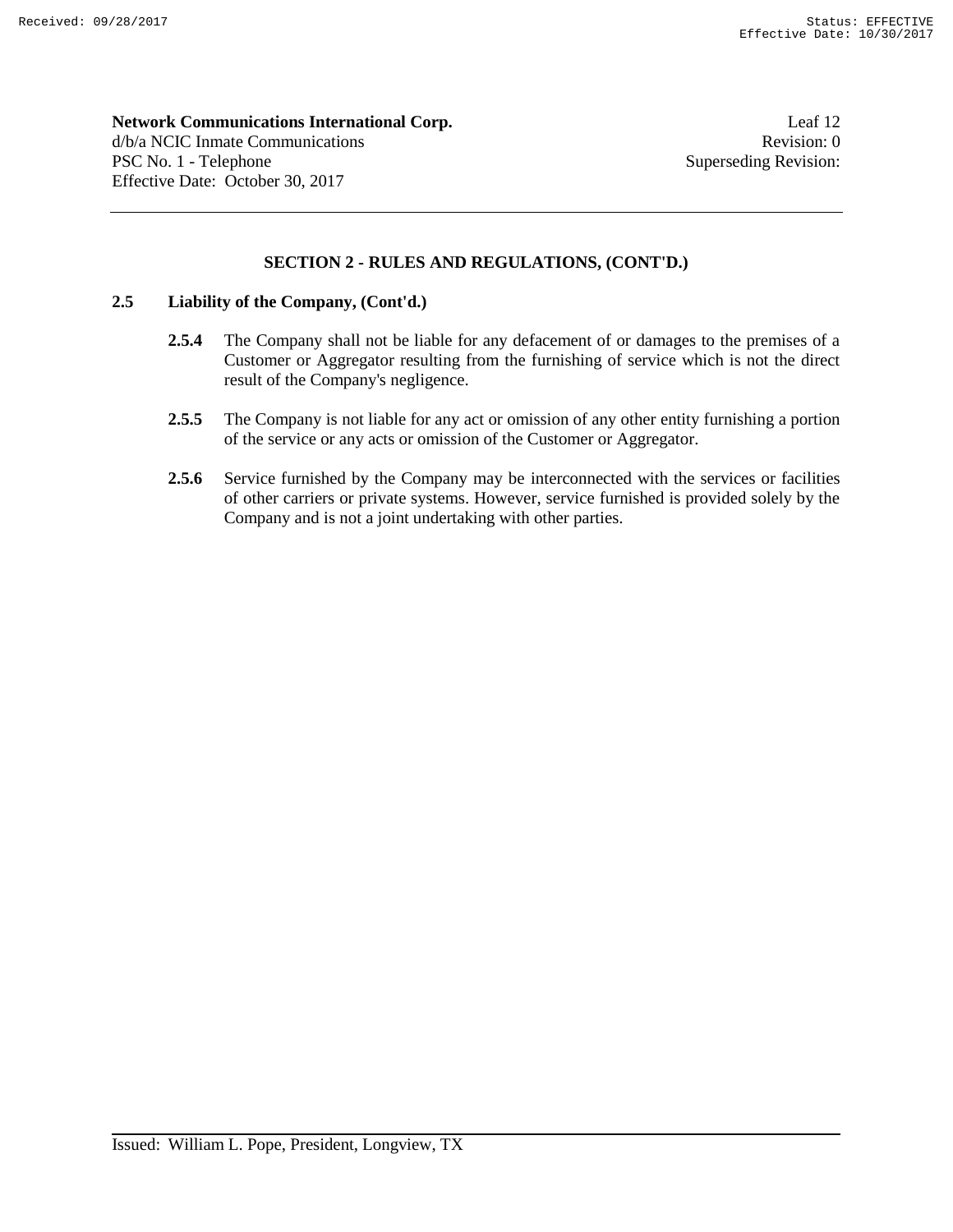## SECTION 2 - RULES AND REGULATIONS, (CONT'D.)

### 2.5 Liability of the Company, (Cont'd.)

**2.5.4** The Company shall not be liable for any defacement of or damages to the premises of a Customer or Aggregator resulting from the furnishing of service which is not the direct result of the Company's negligence.

**2.5.5** The Company is not liable for any act or omission of any other entity furnishing a portion of the service or any acts or omission of the Customer or Aggregator.

**2.5.6** Service furnished by the Company may be interconnected with the services or facilities of other carriers or private systems. However, service furnished is provided solely by the Company and is not a joint undertaking with other parties.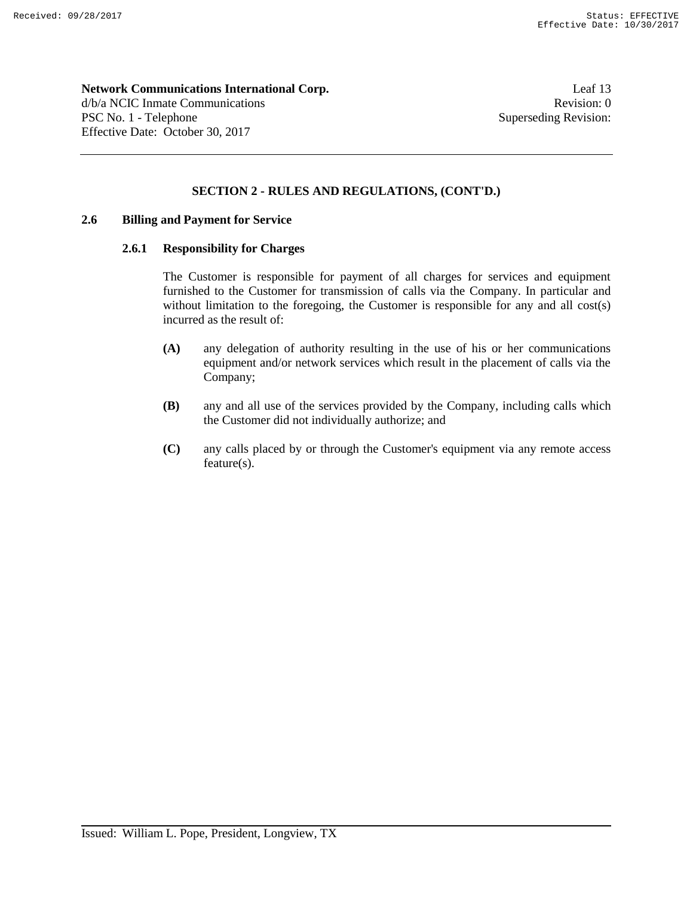## SECTION 2 - RULES AND REGULATIONS, (CONT'D.)

### 2.6 Billing and Payment for Service

#### 2.6.1 Responsibility for Charges

The Customer is responsible for payment of all charges for services and equipment furnished to the Customer for transmission of calls via the Company. In particular and without limitation to the foregoing, the Customer is responsible for any and all cost(s) incurred as the result of:

**(A)** any delegation of authority resulting in the use of his or her communications equipment and/or network services which result in the placement of calls via the Company;

**(B)** any and all use of the services provided by the Company, including calls which the Customer did not individually authorize; and

**(C)** any calls placed by or through the Customer's equipment via any remote access feature(s).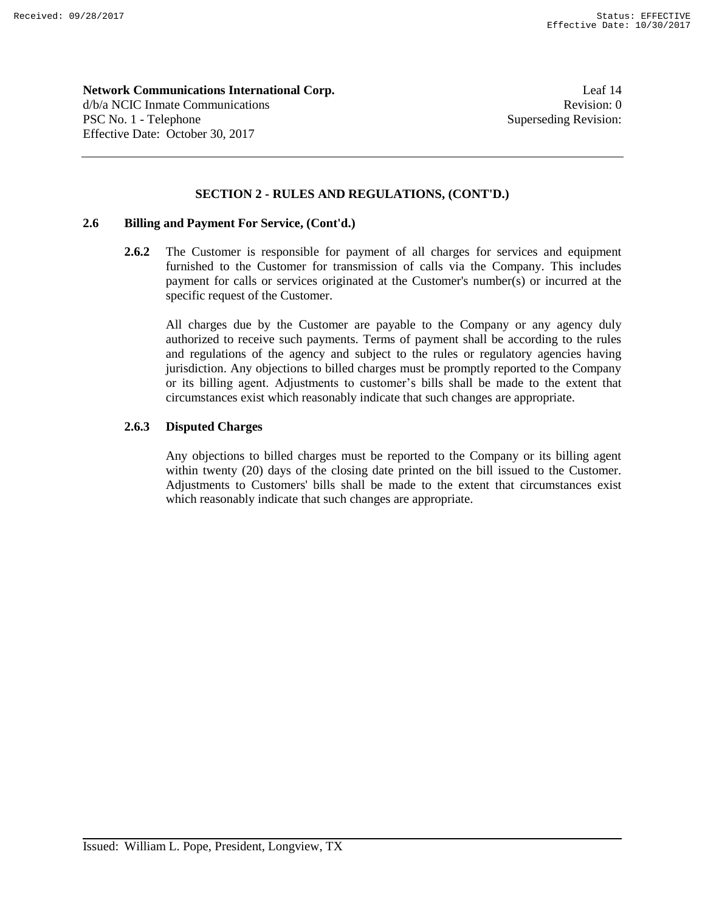## SECTION 2 - RULES AND REGULATIONS, (CONT'D.)

### 2.6 Billing and Payment For Service, (Cont'd.)

**2.6.2** The Customer is responsible for payment of all charges for services and equipment furnished to the Customer for transmission of calls via the Company. This includes payment for calls or services originated at the Customer's number(s) or incurred at the specific request of the Customer.

All charges due by the Customer are payable to the Company or any agency duly authorized to receive such payments. Terms of payment shall be according to the rules and regulations of the agency and subject to the rules or regulatory agencies having jurisdiction. Any objections to billed charges must be promptly reported to the Company or its billing agent. Adjustments to customer's bills shall be made to the extent that circumstances exist which reasonably indicate that such changes are appropriate.

**2.6.3 Disputed Charges**

Any objections to billed charges must be reported to the Company or its billing agent within twenty (20) days of the closing date printed on the bill issued to the Customer. Adjustments to Customers' bills shall be made to the extent that circumstances exist which reasonably indicate that such changes are appropriate.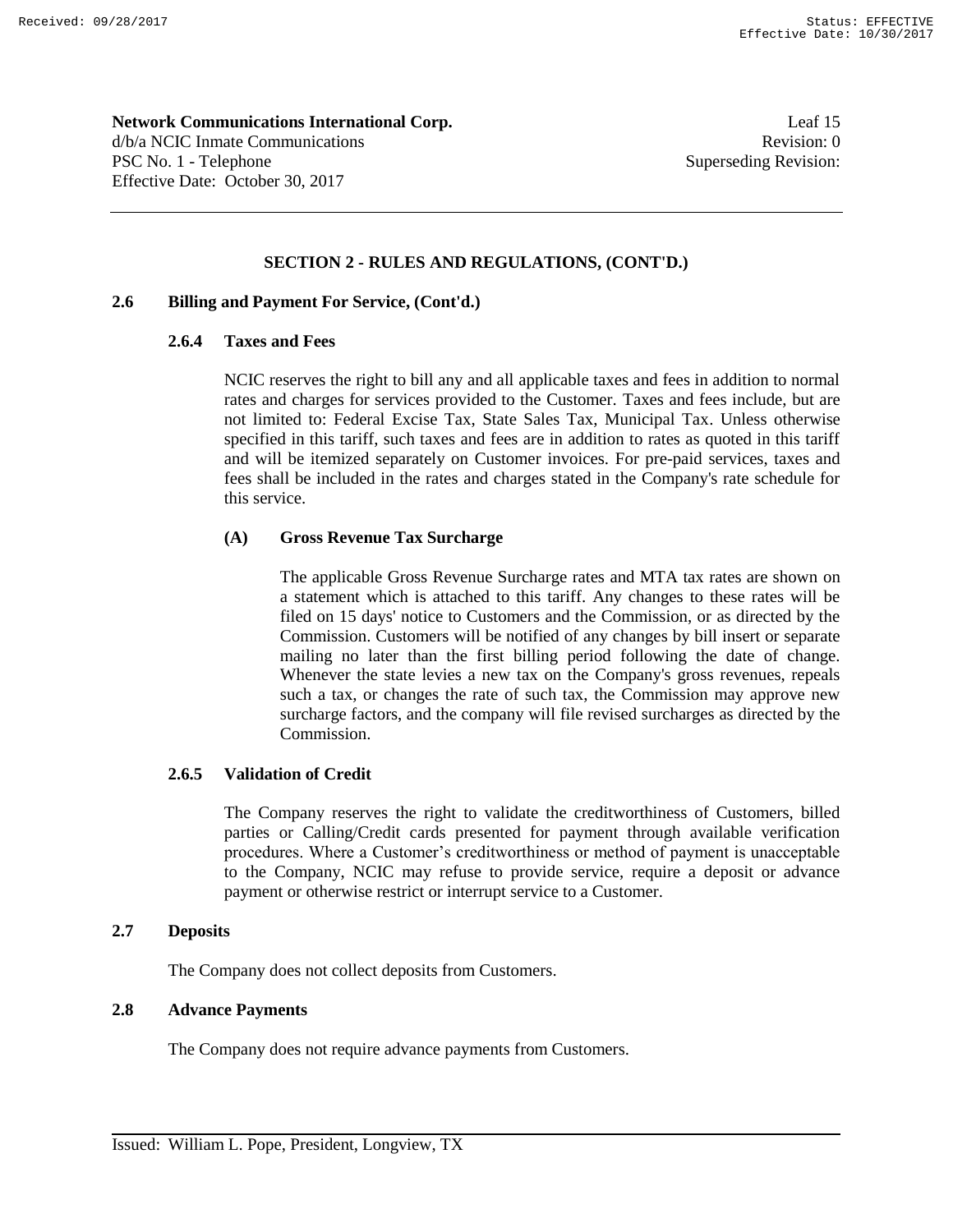**Network Communications International Corp.** Leaf 15
d/b/a NCIC Inmate Communications Revision: 0
PSC No. 1 - Telephone Superseding Revision:
Effective Date: October 30, 2017

## SECTION 2 - RULES AND REGULATIONS, (CONT'D.)

### 2.6 Billing and Payment For Service, (Cont'd.)

#### 2.6.4 Taxes and Fees

NCIC reserves the right to bill any and all applicable taxes and fees in addition to normal rates and charges for services provided to the Customer. Taxes and fees include, but are not limited to: Federal Excise Tax, State Sales Tax, Municipal Tax. Unless otherwise specified in this tariff, such taxes and fees are in addition to rates as quoted in this tariff and will be itemized separately on Customer invoices. For pre-paid services, taxes and fees shall be included in the rates and charges stated in the Company's rate schedule for this service.

**(A) Gross Revenue Tax Surcharge**

The applicable Gross Revenue Surcharge rates and MTA tax rates are shown on a statement which is attached to this tariff. Any changes to these rates will be filed on 15 days' notice to Customers and the Commission, or as directed by the Commission. Customers will be notified of any changes by bill insert or separate mailing no later than the first billing period following the date of change. Whenever the state levies a new tax on the Company's gross revenues, repeals such a tax, or changes the rate of such tax, the Commission may approve new surcharge factors, and the company will file revised surcharges as directed by the Commission.

#### 2.6.5 Validation of Credit

The Company reserves the right to validate the creditworthiness of Customers, billed parties or Calling/Credit cards presented for payment through available verification procedures. Where a Customer's creditworthiness or method of payment is unacceptable to the Company, NCIC may refuse to provide service, require a deposit or advance payment or otherwise restrict or interrupt service to a Customer.

### 2.7 Deposits

The Company does not collect deposits from Customers.

### 2.8 Advance Payments

The Company does not require advance payments from Customers.

Issued: William L. Pope, President, Longview, TX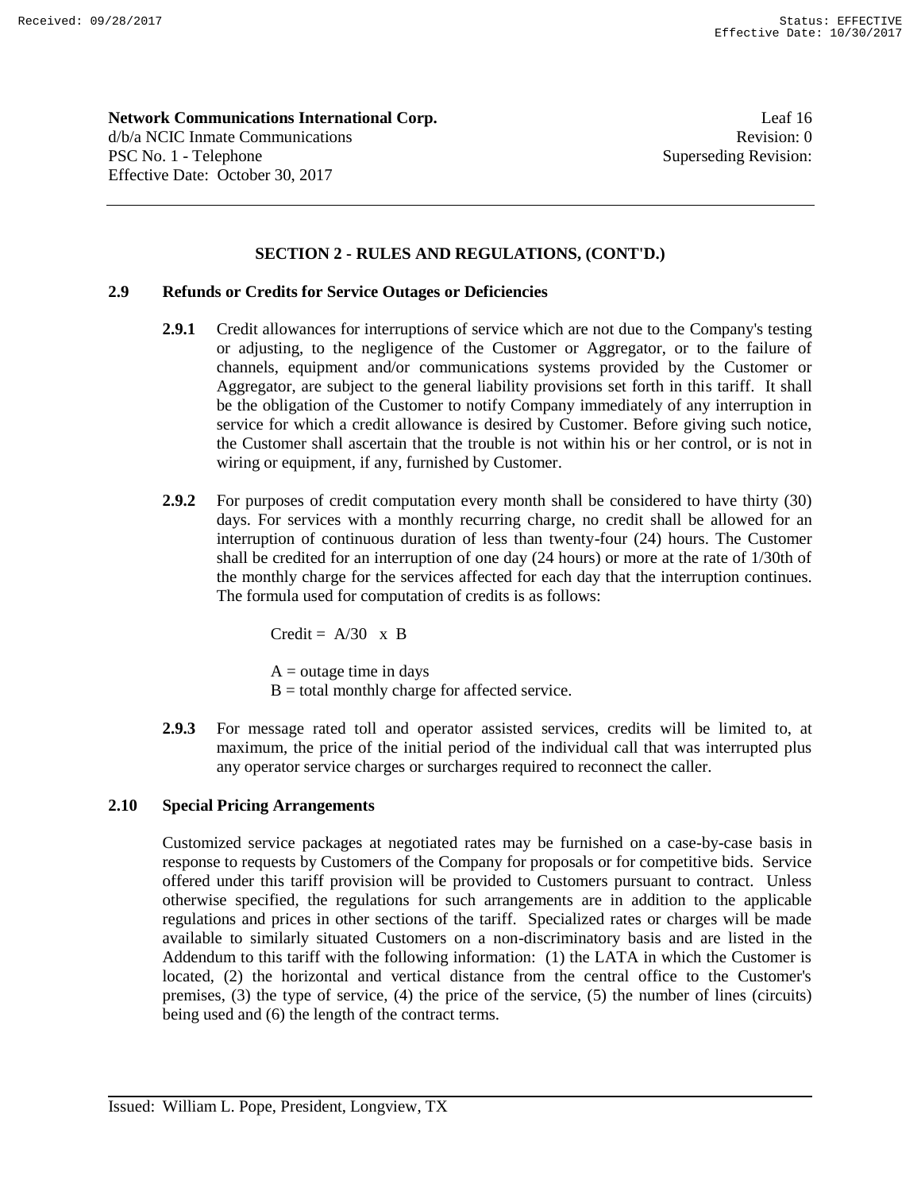## SECTION 2 - RULES AND REGULATIONS, (CONT'D.)

### 2.9 Refunds or Credits for Service Outages or Deficiencies

**2.9.1** Credit allowances for interruptions of service which are not due to the Company's testing or adjusting, to the negligence of the Customer or Aggregator, or to the failure of channels, equipment and/or communications systems provided by the Customer or Aggregator, are subject to the general liability provisions set forth in this tariff. It shall be the obligation of the Customer to notify Company immediately of any interruption in service for which a credit allowance is desired by Customer. Before giving such notice, the Customer shall ascertain that the trouble is not within his or her control, or is not in wiring or equipment, if any, furnished by Customer.

**2.9.2** For purposes of credit computation every month shall be considered to have thirty (30) days. For services with a monthly recurring charge, no credit shall be allowed for an interruption of continuous duration of less than twenty-four (24) hours. The Customer shall be credited for an interruption of one day (24 hours) or more at the rate of 1/30th of the monthly charge for the services affected for each day that the interruption continues. The formula used for computation of credits is as follows:

$$\text{Credit} = A/30 \times B$$

A = outage time in days
B = total monthly charge for affected service.

**2.9.3** For message rated toll and operator assisted services, credits will be limited to, at maximum, the price of the initial period of the individual call that was interrupted plus any operator service charges or surcharges required to reconnect the caller.

### 2.10 Special Pricing Arrangements

Customized service packages at negotiated rates may be furnished on a case-by-case basis in response to requests by Customers of the Company for proposals or for competitive bids. Service offered under this tariff provision will be provided to Customers pursuant to contract. Unless otherwise specified, the regulations for such arrangements are in addition to the applicable regulations and prices in other sections of the tariff. Specialized rates or charges will be made available to similarly situated Customers on a non-discriminatory basis and are listed in the Addendum to this tariff with the following information: (1) the LATA in which the Customer is located, (2) the horizontal and vertical distance from the central office to the Customer's premises, (3) the type of service, (4) the price of the service, (5) the number of lines (circuits) being used and (6) the length of the contract terms.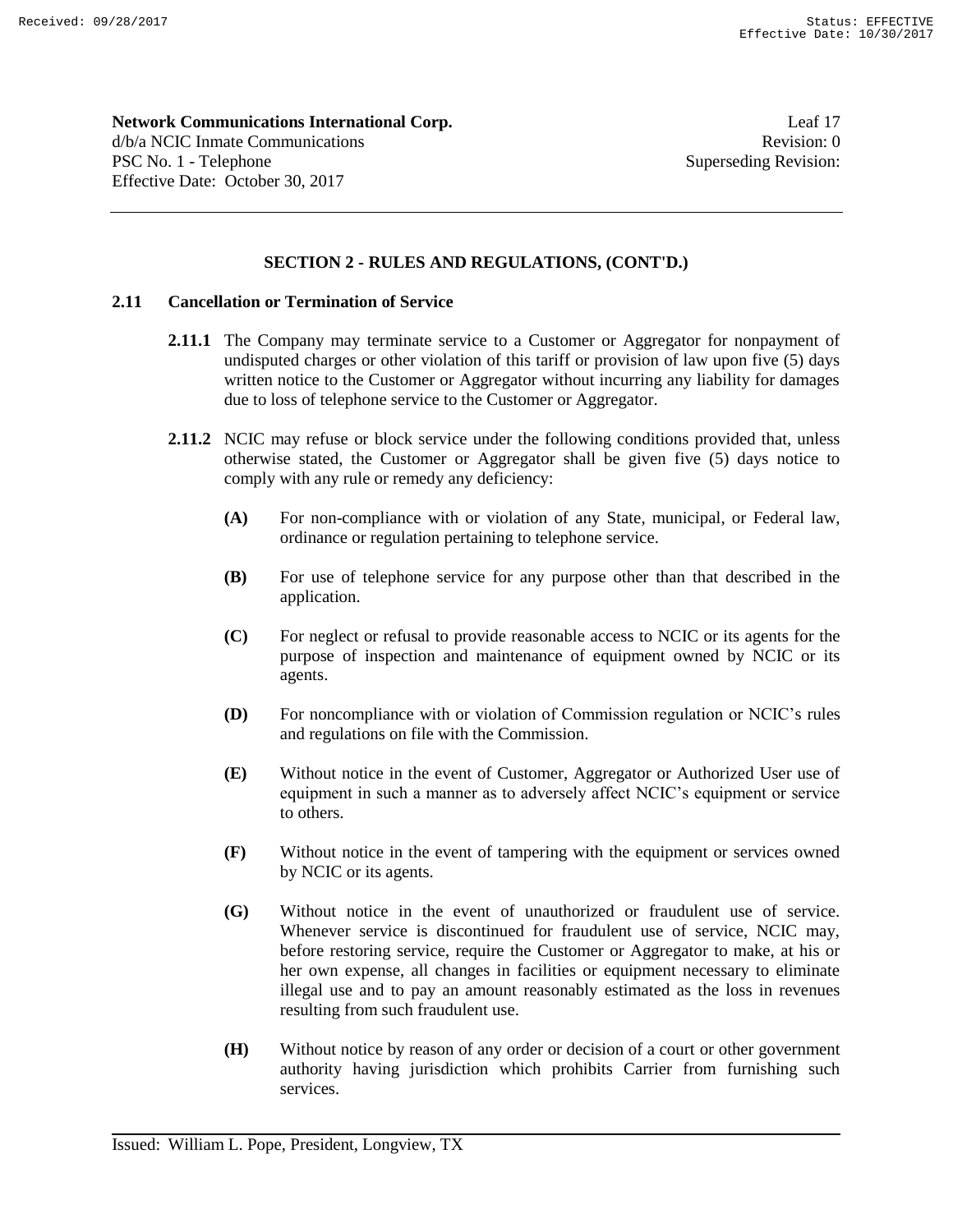## SECTION 2 - RULES AND REGULATIONS, (CONT'D.)

### 2.11 Cancellation or Termination of Service

**2.11.1** The Company may terminate service to a Customer or Aggregator for nonpayment of undisputed charges or other violation of this tariff or provision of law upon five (5) days written notice to the Customer or Aggregator without incurring any liability for damages due to loss of telephone service to the Customer or Aggregator.

**2.11.2** NCIC may refuse or block service under the following conditions provided that, unless otherwise stated, the Customer or Aggregator shall be given five (5) days notice to comply with any rule or remedy any deficiency:

**(A)** For non-compliance with or violation of any State, municipal, or Federal law, ordinance or regulation pertaining to telephone service.

**(B)** For use of telephone service for any purpose other than that described in the application.

**(C)** For neglect or refusal to provide reasonable access to NCIC or its agents for the purpose of inspection and maintenance of equipment owned by NCIC or its agents.

**(D)** For noncompliance with or violation of Commission regulation or NCIC's rules and regulations on file with the Commission.

**(E)** Without notice in the event of Customer, Aggregator or Authorized User use of equipment in such a manner as to adversely affect NCIC's equipment or service to others.

**(F)** Without notice in the event of tampering with the equipment or services owned by NCIC or its agents.

**(G)** Without notice in the event of unauthorized or fraudulent use of service. Whenever service is discontinued for fraudulent use of service, NCIC may, before restoring service, require the Customer or Aggregator to make, at his or her own expense, all changes in facilities or equipment necessary to eliminate illegal use and to pay an amount reasonably estimated as the loss in revenues resulting from such fraudulent use.

**(H)** Without notice by reason of any order or decision of a court or other government authority having jurisdiction which prohibits Carrier from furnishing such services.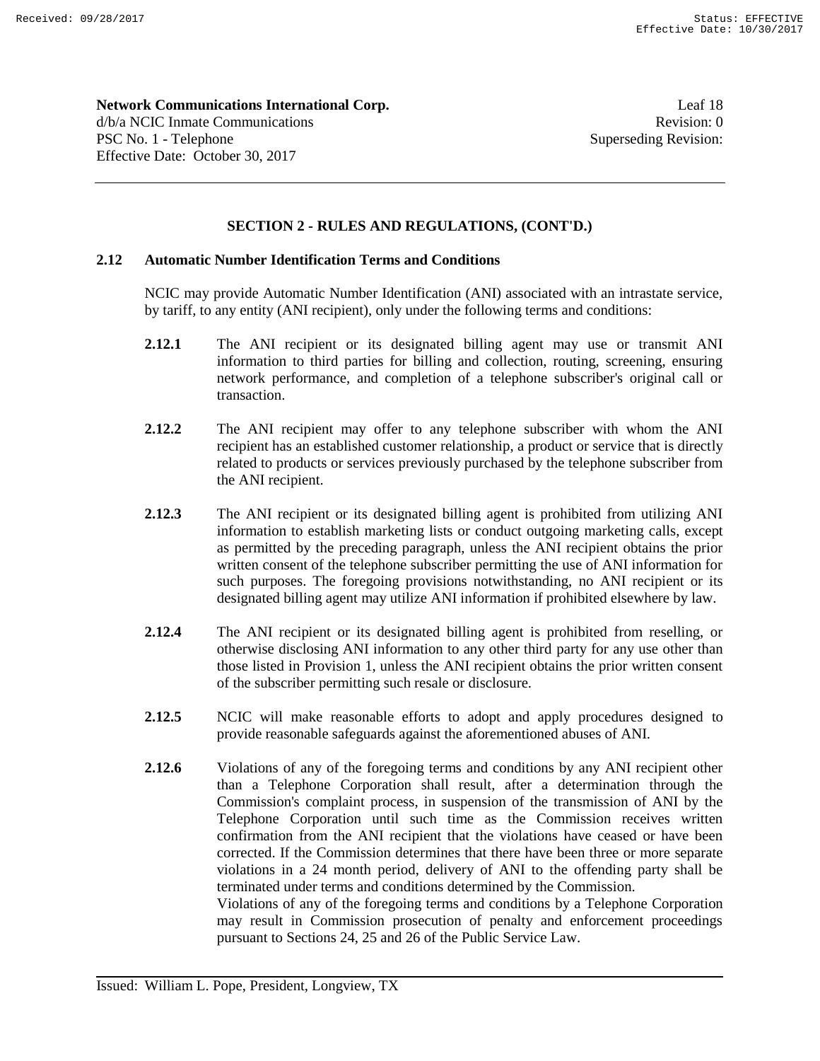## SECTION 2 - RULES AND REGULATIONS, (CONT'D.)

### 2.12 Automatic Number Identification Terms and Conditions

NCIC may provide Automatic Number Identification (ANI) associated with an intrastate service, by tariff, to any entity (ANI recipient), only under the following terms and conditions:

**2.12.1** The ANI recipient or its designated billing agent may use or transmit ANI information to third parties for billing and collection, routing, screening, ensuring network performance, and completion of a telephone subscriber's original call or transaction.

**2.12.2** The ANI recipient may offer to any telephone subscriber with whom the ANI recipient has an established customer relationship, a product or service that is directly related to products or services previously purchased by the telephone subscriber from the ANI recipient.

**2.12.3** The ANI recipient or its designated billing agent is prohibited from utilizing ANI information to establish marketing lists or conduct outgoing marketing calls, except as permitted by the preceding paragraph, unless the ANI recipient obtains the prior written consent of the telephone subscriber permitting the use of ANI information for such purposes. The foregoing provisions notwithstanding, no ANI recipient or its designated billing agent may utilize ANI information if prohibited elsewhere by law.

**2.12.4** The ANI recipient or its designated billing agent is prohibited from reselling, or otherwise disclosing ANI information to any other third party for any use other than those listed in Provision 1, unless the ANI recipient obtains the prior written consent of the subscriber permitting such resale or disclosure.

**2.12.5** NCIC will make reasonable efforts to adopt and apply procedures designed to provide reasonable safeguards against the aforementioned abuses of ANI.

**2.12.6** Violations of any of the foregoing terms and conditions by any ANI recipient other than a Telephone Corporation shall result, after a determination through the Commission's complaint process, in suspension of the transmission of ANI by the Telephone Corporation until such time as the Commission receives written confirmation from the ANI recipient that the violations have ceased or have been corrected. If the Commission determines that there have been three or more separate violations in a 24 month period, delivery of ANI to the offending party shall be terminated under terms and conditions determined by the Commission.

Violations of any of the foregoing terms and conditions by a Telephone Corporation may result in Commission prosecution of penalty and enforcement proceedings pursuant to Sections 24, 25 and 26 of the Public Service Law.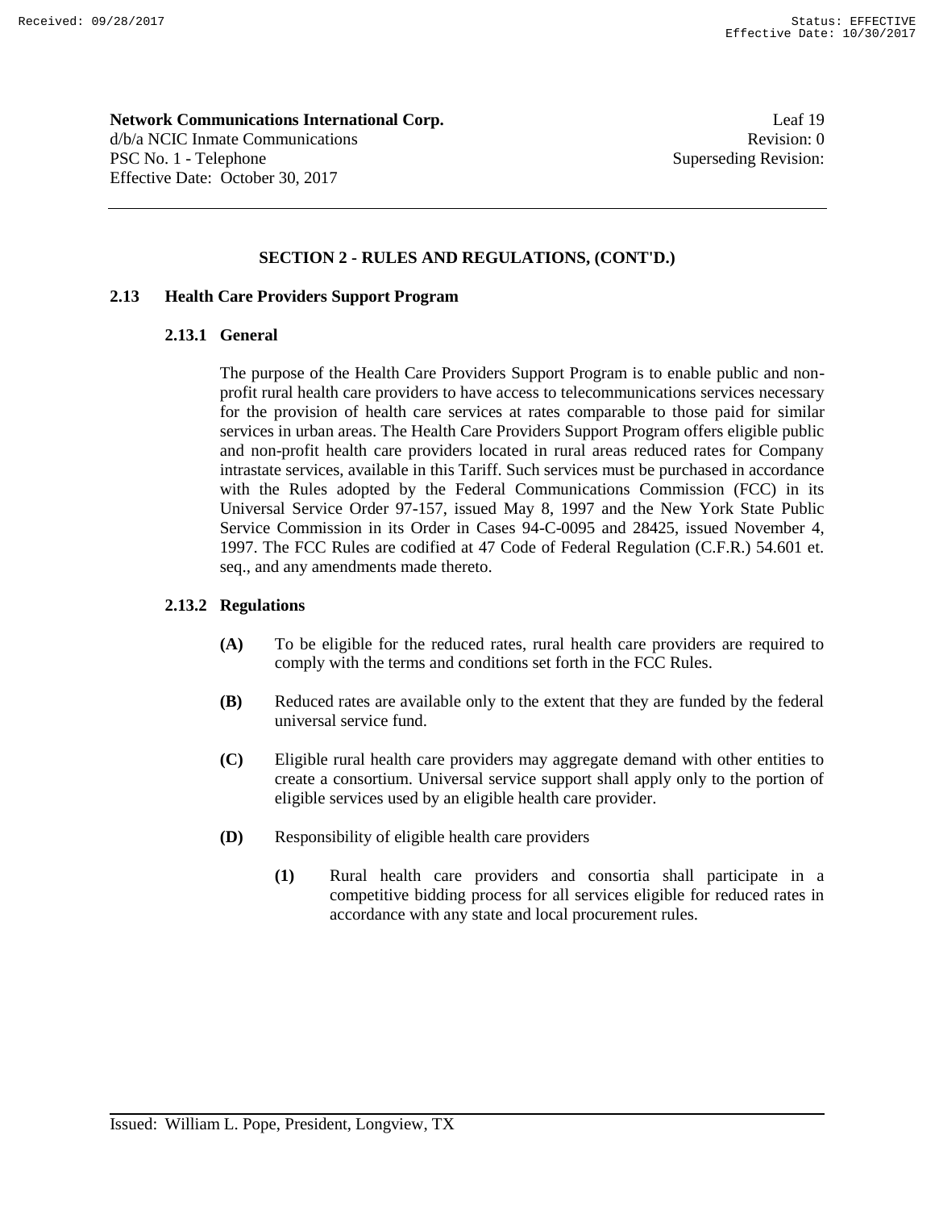**SECTION 2 - RULES AND REGULATIONS, (CONT'D.)**

## 2.13 Health Care Providers Support Program

### 2.13.1 General

The purpose of the Health Care Providers Support Program is to enable public and non-profit rural health care providers to have access to telecommunications services necessary for the provision of health care services at rates comparable to those paid for similar services in urban areas. The Health Care Providers Support Program offers eligible public and non-profit health care providers located in rural areas reduced rates for Company intrastate services, available in this Tariff. Such services must be purchased in accordance with the Rules adopted by the Federal Communications Commission (FCC) in its Universal Service Order 97-157, issued May 8, 1997 and the New York State Public Service Commission in its Order in Cases 94-C-0095 and 28425, issued November 4, 1997. The FCC Rules are codified at 47 Code of Federal Regulation (C.F.R.) 54.601 et. seq., and any amendments made thereto.

### 2.13.2 Regulations

**(A)** To be eligible for the reduced rates, rural health care providers are required to comply with the terms and conditions set forth in the FCC Rules.

**(B)** Reduced rates are available only to the extent that they are funded by the federal universal service fund.

**(C)** Eligible rural health care providers may aggregate demand with other entities to create a consortium. Universal service support shall apply only to the portion of eligible services used by an eligible health care provider.

**(D)** Responsibility of eligible health care providers

**(1)** Rural health care providers and consortia shall participate in a competitive bidding process for all services eligible for reduced rates in accordance with any state and local procurement rules.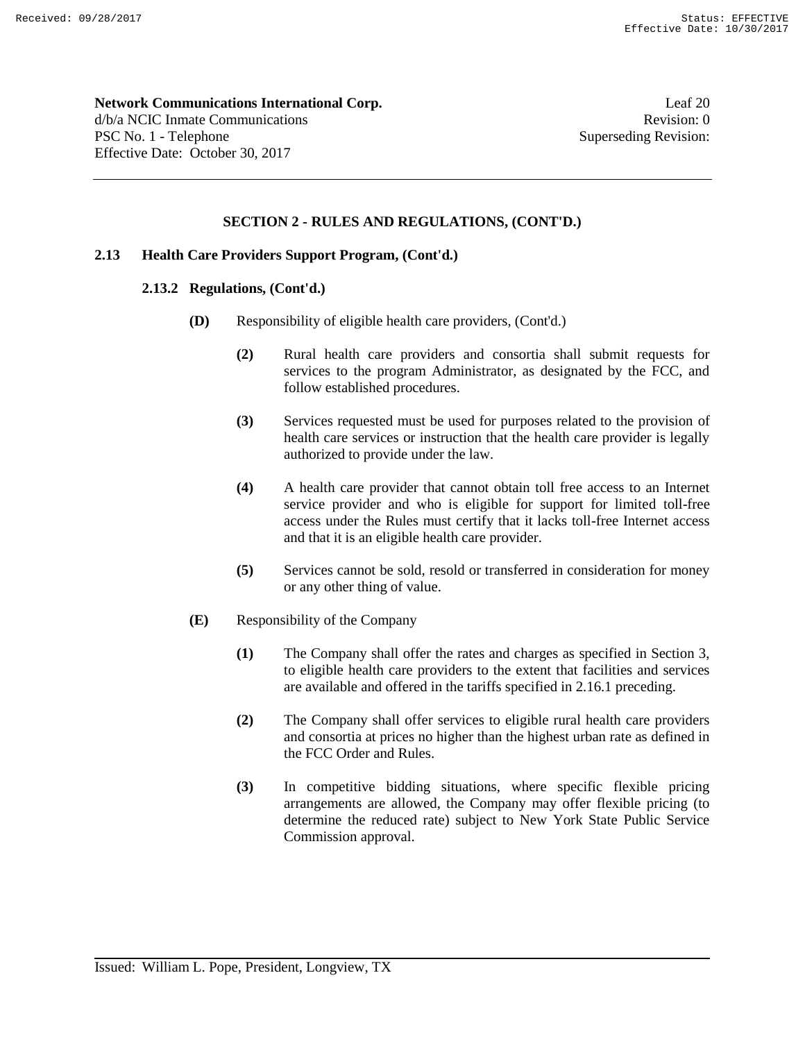**Network Communications International Corp.**
d/b/a NCIC Inmate Communications
PSC No. 1 - Telephone
Effective Date: October 30, 2017

Leaf 20
Revision: 0
Superseding Revision:

---

## SECTION 2 - RULES AND REGULATIONS, (CONT'D.)

### 2.13 Health Care Providers Support Program, (Cont'd.)

#### 2.13.2 Regulations, (Cont'd.)

**(D)** Responsibility of eligible health care providers, (Cont'd.)

**(2)** Rural health care providers and consortia shall submit requests for services to the program Administrator, as designated by the FCC, and follow established procedures.

**(3)** Services requested must be used for purposes related to the provision of health care services or instruction that the health care provider is legally authorized to provide under the law.

**(4)** A health care provider that cannot obtain toll free access to an Internet service provider and who is eligible for support for limited toll-free access under the Rules must certify that it lacks toll-free Internet access and that it is an eligible health care provider.

**(5)** Services cannot be sold, resold or transferred in consideration for money or any other thing of value.

**(E)** Responsibility of the Company

**(1)** The Company shall offer the rates and charges as specified in Section 3, to eligible health care providers to the extent that facilities and services are available and offered in the tariffs specified in 2.16.1 preceding.

**(2)** The Company shall offer services to eligible rural health care providers and consortia at prices no higher than the highest urban rate as defined in the FCC Order and Rules.

**(3)** In competitive bidding situations, where specific flexible pricing arrangements are allowed, the Company may offer flexible pricing (to determine the reduced rate) subject to New York State Public Service Commission approval.

---

Issued: William L. Pope, President, Longview, TX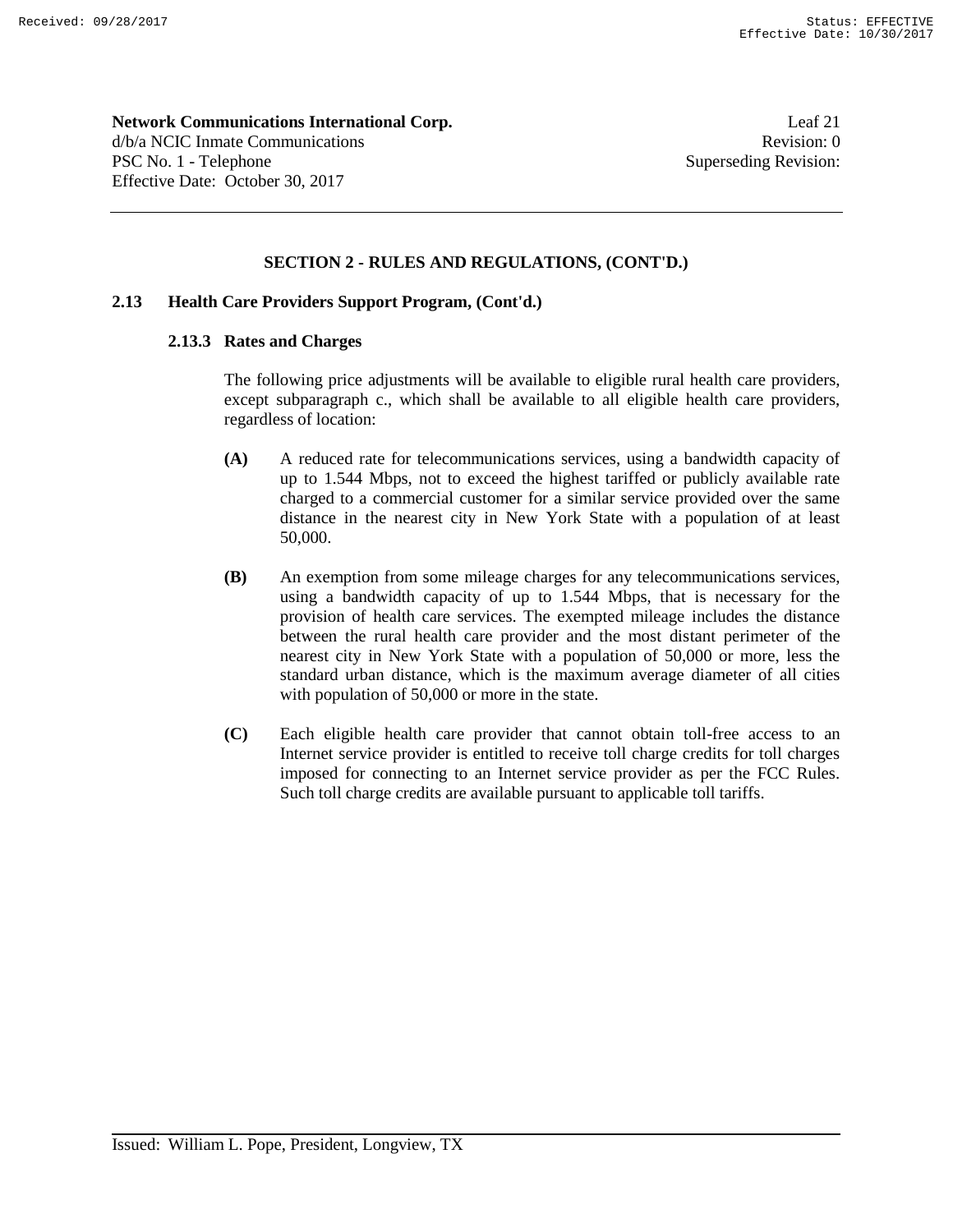## SECTION 2 - RULES AND REGULATIONS, (CONT'D.)

### 2.13 Health Care Providers Support Program, (Cont'd.)

#### 2.13.3 Rates and Charges

The following price adjustments will be available to eligible rural health care providers, except subparagraph c., which shall be available to all eligible health care providers, regardless of location:

**(A)** A reduced rate for telecommunications services, using a bandwidth capacity of up to 1.544 Mbps, not to exceed the highest tariffed or publicly available rate charged to a commercial customer for a similar service provided over the same distance in the nearest city in New York State with a population of at least 50,000.

**(B)** An exemption from some mileage charges for any telecommunications services, using a bandwidth capacity of up to 1.544 Mbps, that is necessary for the provision of health care services. The exempted mileage includes the distance between the rural health care provider and the most distant perimeter of the nearest city in New York State with a population of 50,000 or more, less the standard urban distance, which is the maximum average diameter of all cities with population of 50,000 or more in the state.

**(C)** Each eligible health care provider that cannot obtain toll-free access to an Internet service provider is entitled to receive toll charge credits for toll charges imposed for connecting to an Internet service provider as per the FCC Rules. Such toll charge credits are available pursuant to applicable toll tariffs.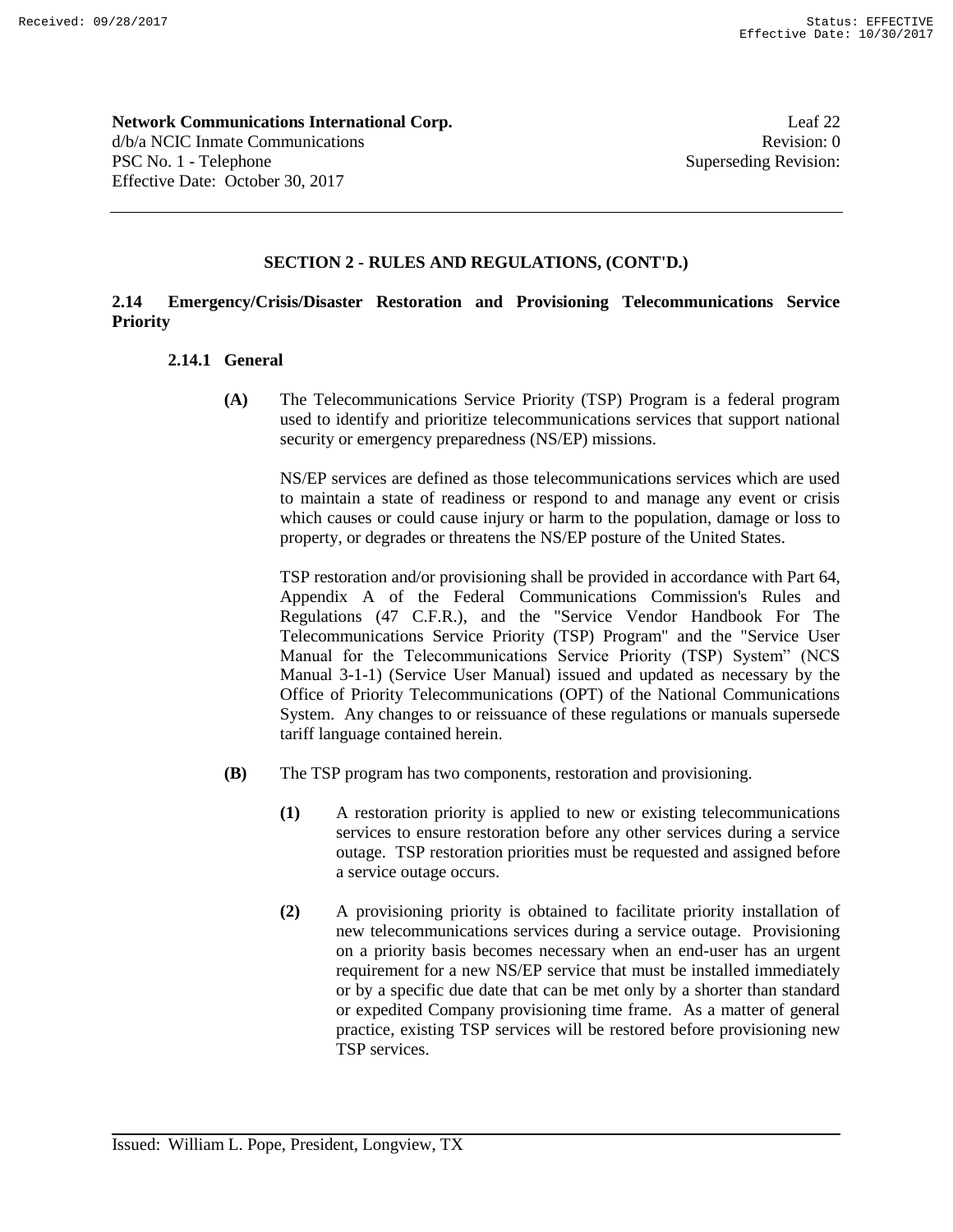**SECTION 2 - RULES AND REGULATIONS, (CONT'D.)**

## 2.14 Emergency/Crisis/Disaster Restoration and Provisioning Telecommunications Service Priority

### 2.14.1 General

**(A)** The Telecommunications Service Priority (TSP) Program is a federal program used to identify and prioritize telecommunications services that support national security or emergency preparedness (NS/EP) missions.

NS/EP services are defined as those telecommunications services which are used to maintain a state of readiness or respond to and manage any event or crisis which causes or could cause injury or harm to the population, damage or loss to property, or degrades or threatens the NS/EP posture of the United States.

TSP restoration and/or provisioning shall be provided in accordance with Part 64, Appendix A of the Federal Communications Commission's Rules and Regulations (47 C.F.R.), and the "Service Vendor Handbook For The Telecommunications Service Priority (TSP) Program" and the "Service User Manual for the Telecommunications Service Priority (TSP) System" (NCS Manual 3-1-1) (Service User Manual) issued and updated as necessary by the Office of Priority Telecommunications (OPT) of the National Communications System. Any changes to or reissuance of these regulations or manuals supersede tariff language contained herein.

**(B)** The TSP program has two components, restoration and provisioning.

**(1)** A restoration priority is applied to new or existing telecommunications services to ensure restoration before any other services during a service outage. TSP restoration priorities must be requested and assigned before a service outage occurs.

**(2)** A provisioning priority is obtained to facilitate priority installation of new telecommunications services during a service outage. Provisioning on a priority basis becomes necessary when an end-user has an urgent requirement for a new NS/EP service that must be installed immediately or by a specific due date that can be met only by a shorter than standard or expedited Company provisioning time frame. As a matter of general practice, existing TSP services will be restored before provisioning new TSP services.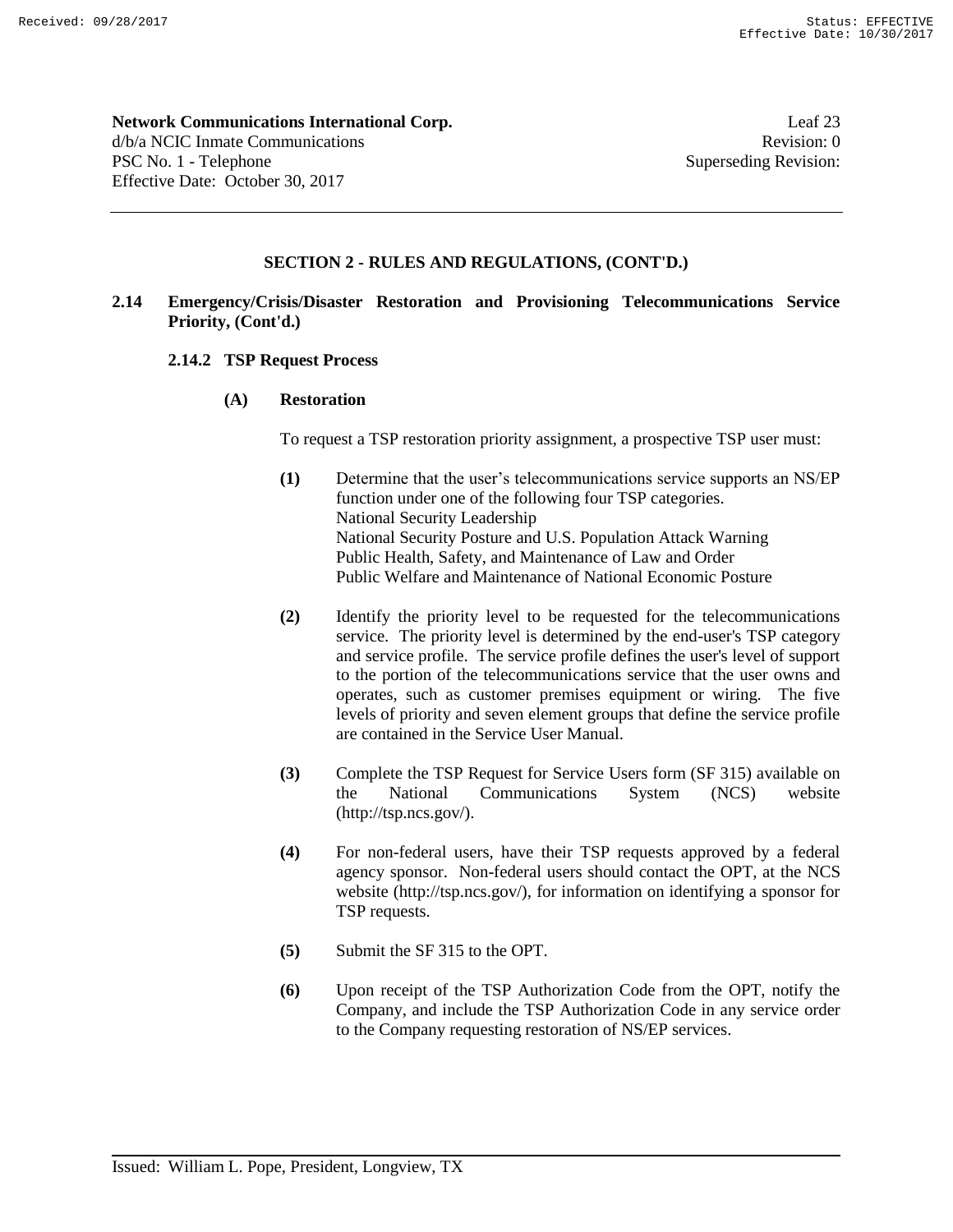**Network Communications International Corp.** Leaf 23
d/b/a NCIC Inmate Communications Revision: 0
PSC No. 1 - Telephone Superseding Revision:
Effective Date: October 30, 2017

## SECTION 2 - RULES AND REGULATIONS, (CONT'D.)

### 2.14 Emergency/Crisis/Disaster Restoration and Provisioning Telecommunications Service Priority, (Cont'd.)

#### 2.14.2 TSP Request Process

**(A) Restoration**

To request a TSP restoration priority assignment, a prospective TSP user must:

**(1)** Determine that the user's telecommunications service supports an NS/EP function under one of the following four TSP categories.
National Security Leadership
National Security Posture and U.S. Population Attack Warning
Public Health, Safety, and Maintenance of Law and Order
Public Welfare and Maintenance of National Economic Posture

**(2)** Identify the priority level to be requested for the telecommunications service. The priority level is determined by the end-user's TSP category and service profile. The service profile defines the user's level of support to the portion of the telecommunications service that the user owns and operates, such as customer premises equipment or wiring. The five levels of priority and seven element groups that define the service profile are contained in the Service User Manual.

**(3)** Complete the TSP Request for Service Users form (SF 315) available on the National Communications System (NCS) website (http://tsp.ncs.gov/).

**(4)** For non-federal users, have their TSP requests approved by a federal agency sponsor. Non-federal users should contact the OPT, at the NCS website (http://tsp.ncs.gov/), for information on identifying a sponsor for TSP requests.

**(5)** Submit the SF 315 to the OPT.

**(6)** Upon receipt of the TSP Authorization Code from the OPT, notify the Company, and include the TSP Authorization Code in any service order to the Company requesting restoration of NS/EP services.

Issued: William L. Pope, President, Longview, TX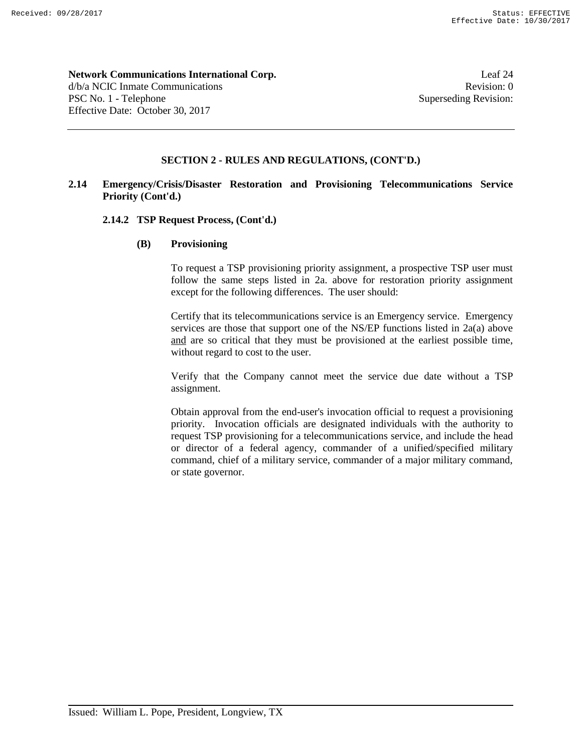**Network Communications International Corp.**
d/b/a NCIC Inmate Communications
PSC No. 1 - Telephone
Effective Date: October 30, 2017

Leaf 24
Revision: 0
Superseding Revision:

---

## SECTION 2 - RULES AND REGULATIONS, (CONT'D.)

### 2.14 Emergency/Crisis/Disaster Restoration and Provisioning Telecommunications Service Priority (Cont'd.)

#### 2.14.2 TSP Request Process, (Cont'd.)

**(B) Provisioning**

To request a TSP provisioning priority assignment, a prospective TSP user must follow the same steps listed in 2a. above for restoration priority assignment except for the following differences. The user should:

Certify that its telecommunications service is an Emergency service. Emergency services are those that support one of the NS/EP functions listed in 2a(a) above <u>and</u> are so critical that they must be provisioned at the earliest possible time, without regard to cost to the user.

Verify that the Company cannot meet the service due date without a TSP assignment.

Obtain approval from the end-user's invocation official to request a provisioning priority. Invocation officials are designated individuals with the authority to request TSP provisioning for a telecommunications service, and include the head or director of a federal agency, commander of a unified/specified military command, chief of a military service, commander of a major military command, or state governor.

---

Issued: William L. Pope, President, Longview, TX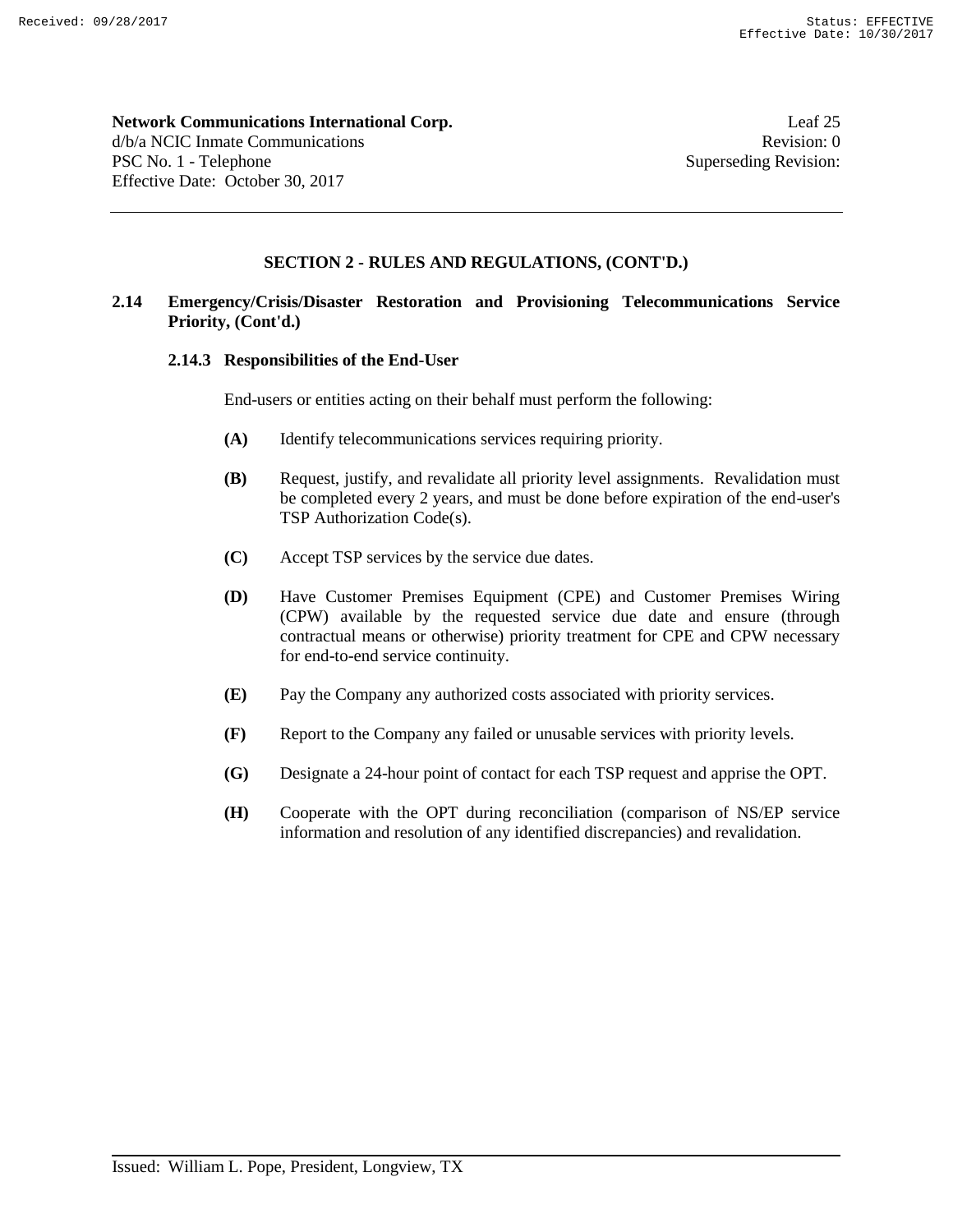**SECTION 2 - RULES AND REGULATIONS, (CONT'D.)**

**2.14 Emergency/Crisis/Disaster Restoration and Provisioning Telecommunications Service Priority, (Cont'd.)**

**2.14.3 Responsibilities of the End-User**

End-users or entities acting on their behalf must perform the following:

**(A)** Identify telecommunications services requiring priority.

**(B)** Request, justify, and revalidate all priority level assignments. Revalidation must be completed every 2 years, and must be done before expiration of the end-user's TSP Authorization Code(s).

**(C)** Accept TSP services by the service due dates.

**(D)** Have Customer Premises Equipment (CPE) and Customer Premises Wiring (CPW) available by the requested service due date and ensure (through contractual means or otherwise) priority treatment for CPE and CPW necessary for end-to-end service continuity.

**(E)** Pay the Company any authorized costs associated with priority services.

**(F)** Report to the Company any failed or unusable services with priority levels.

**(G)** Designate a 24-hour point of contact for each TSP request and apprise the OPT.

**(H)** Cooperate with the OPT during reconciliation (comparison of NS/EP service information and resolution of any identified discrepancies) and revalidation.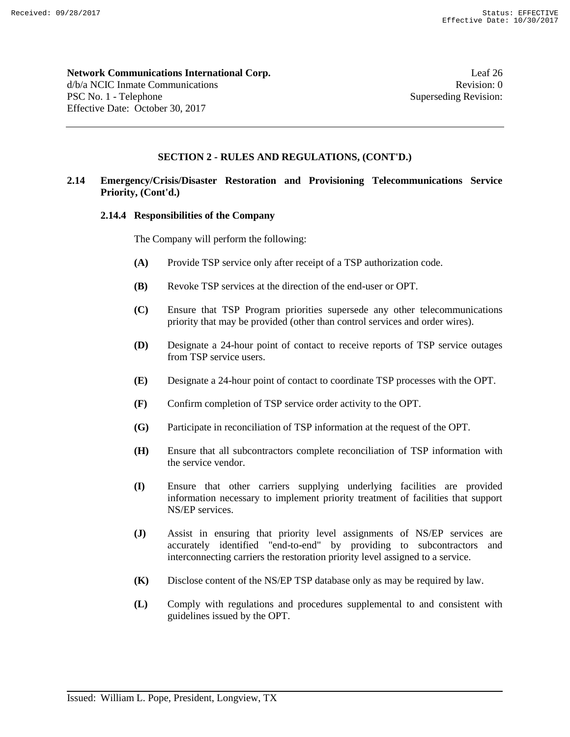**Network Communications International Corp.** Leaf 26
d/b/a NCIC Inmate Communications Revision: 0
PSC No. 1 - Telephone Superseding Revision:
Effective Date: October 30, 2017

---

## SECTION 2 - RULES AND REGULATIONS, (CONT'D.)

### 2.14 Emergency/Crisis/Disaster Restoration and Provisioning Telecommunications Service Priority, (Cont'd.)

#### 2.14.4 Responsibilities of the Company

The Company will perform the following:

**(A)** Provide TSP service only after receipt of a TSP authorization code.

**(B)** Revoke TSP services at the direction of the end-user or OPT.

**(C)** Ensure that TSP Program priorities supersede any other telecommunications priority that may be provided (other than control services and order wires).

**(D)** Designate a 24-hour point of contact to receive reports of TSP service outages from TSP service users.

**(E)** Designate a 24-hour point of contact to coordinate TSP processes with the OPT.

**(F)** Confirm completion of TSP service order activity to the OPT.

**(G)** Participate in reconciliation of TSP information at the request of the OPT.

**(H)** Ensure that all subcontractors complete reconciliation of TSP information with the service vendor.

**(I)** Ensure that other carriers supplying underlying facilities are provided information necessary to implement priority treatment of facilities that support NS/EP services.

**(J)** Assist in ensuring that priority level assignments of NS/EP services are accurately identified "end-to-end" by providing to subcontractors and interconnecting carriers the restoration priority level assigned to a service.

**(K)** Disclose content of the NS/EP TSP database only as may be required by law.

**(L)** Comply with regulations and procedures supplemental to and consistent with guidelines issued by the OPT.

---

Issued: William L. Pope, President, Longview, TX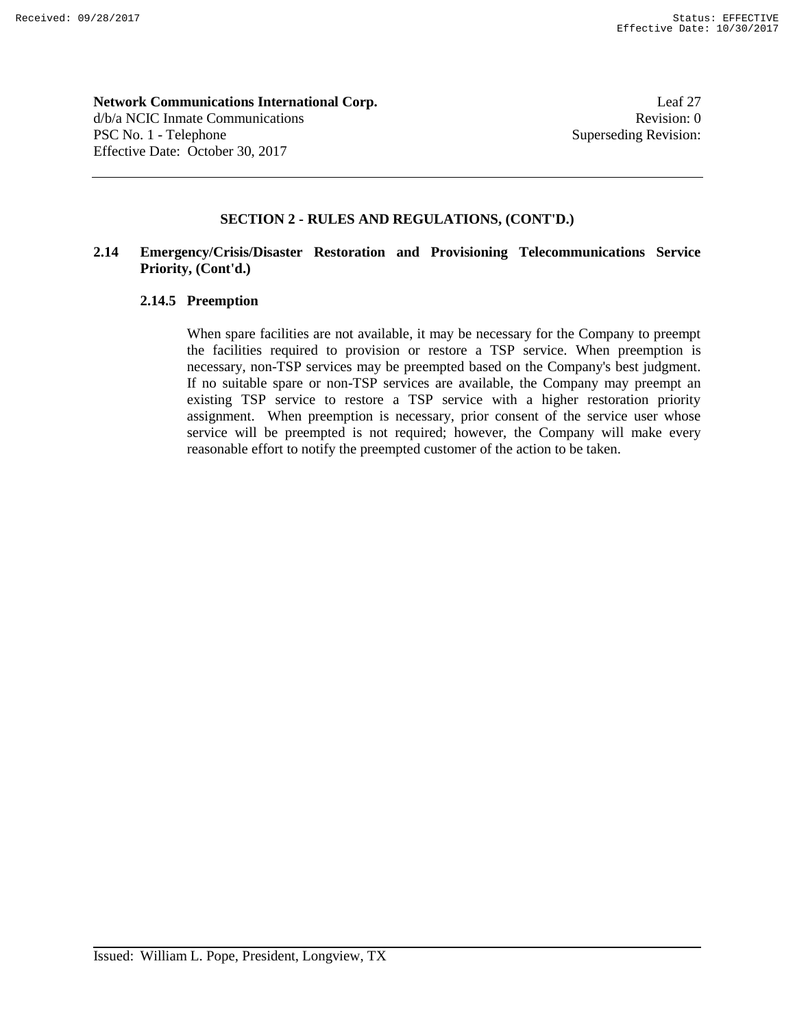**Network Communications International Corp.**
d/b/a NCIC Inmate Communications
PSC No. 1 - Telephone
Effective Date: October 30, 2017

Leaf 27
Revision: 0
Superseding Revision:

## SECTION 2 - RULES AND REGULATIONS, (CONT'D.)

### 2.14 Emergency/Crisis/Disaster Restoration and Provisioning Telecommunications Service Priority, (Cont'd.)

#### 2.14.5 Preemption

When spare facilities are not available, it may be necessary for the Company to preempt the facilities required to provision or restore a TSP service. When preemption is necessary, non-TSP services may be preempted based on the Company's best judgment. If no suitable spare or non-TSP services are available, the Company may preempt an existing TSP service to restore a TSP service with a higher restoration priority assignment. When preemption is necessary, prior consent of the service user whose service will be preempted is not required; however, the Company will make every reasonable effort to notify the preempted customer of the action to be taken.

Issued: William L. Pope, President, Longview, TX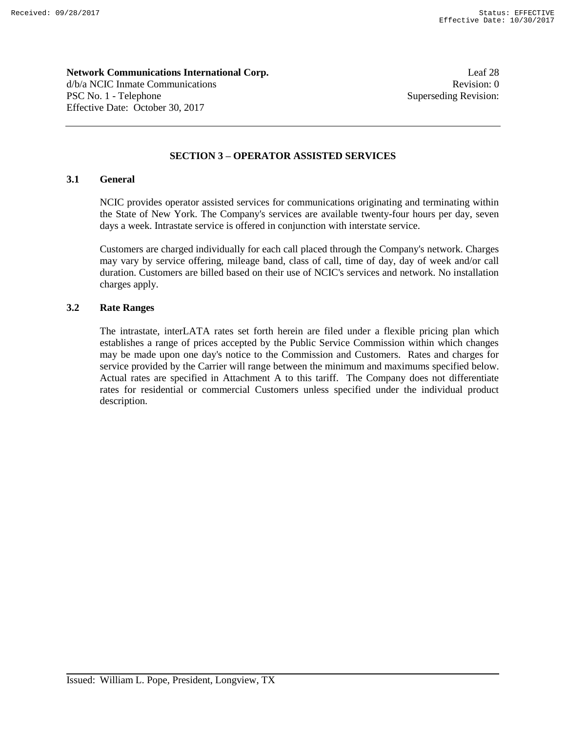**Network Communications International Corp.**
d/b/a NCIC Inmate Communications
PSC No. 1 - Telephone
Effective Date: October 30, 2017

Leaf 28
Revision: 0
Superseding Revision:

## SECTION 3 – OPERATOR ASSISTED SERVICES

### 3.1 General

NCIC provides operator assisted services for communications originating and terminating within the State of New York. The Company's services are available twenty-four hours per day, seven days a week. Intrastate service is offered in conjunction with interstate service.

Customers are charged individually for each call placed through the Company's network. Charges may vary by service offering, mileage band, class of call, time of day, day of week and/or call duration. Customers are billed based on their use of NCIC's services and network. No installation charges apply.

### 3.2 Rate Ranges

The intrastate, interLATA rates set forth herein are filed under a flexible pricing plan which establishes a range of prices accepted by the Public Service Commission within which changes may be made upon one day's notice to the Commission and Customers. Rates and charges for service provided by the Carrier will range between the minimum and maximums specified below. Actual rates are specified in Attachment A to this tariff. The Company does not differentiate rates for residential or commercial Customers unless specified under the individual product description.

Issued: William L. Pope, President, Longview, TX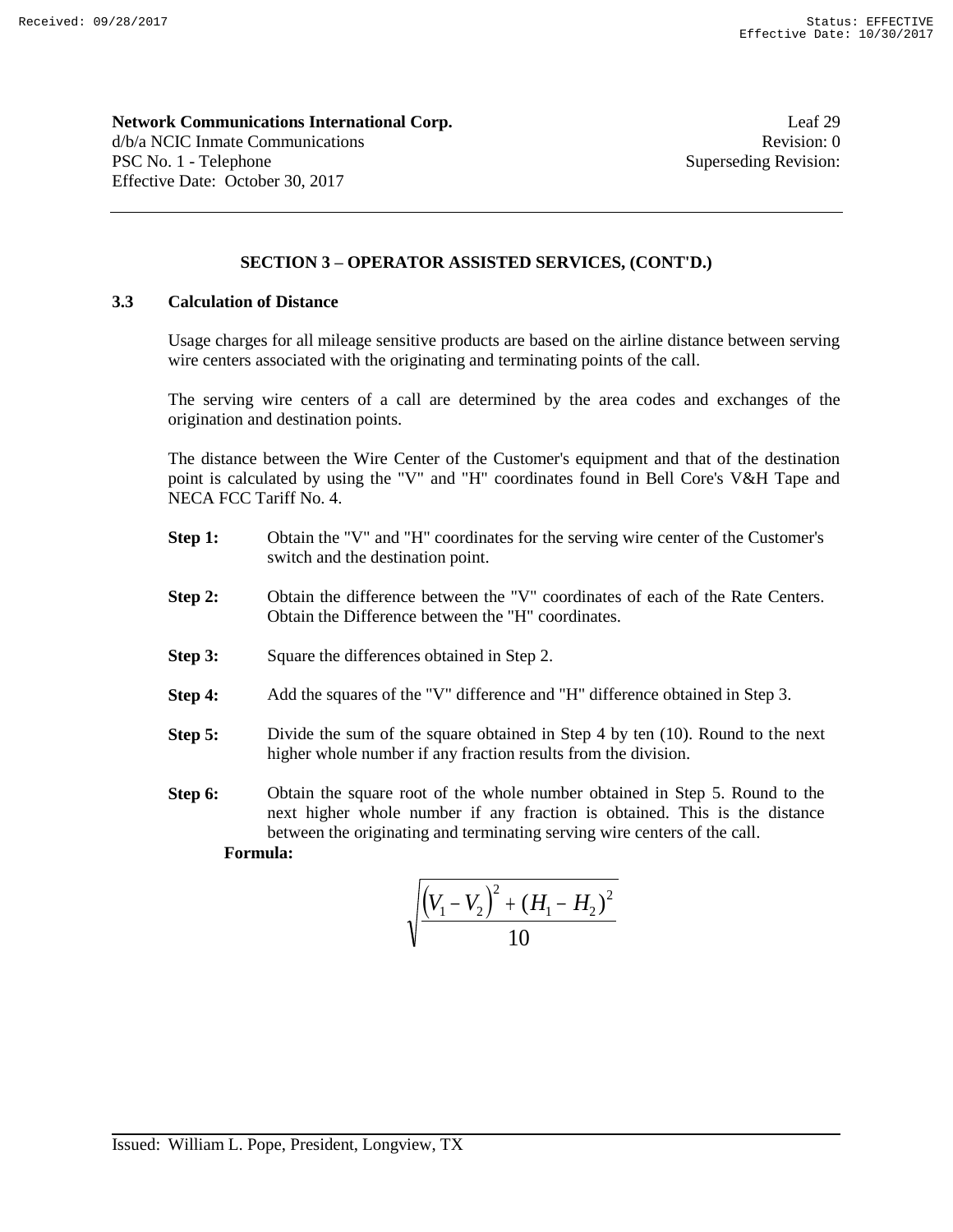**Network Communications International Corp.**
d/b/a NCIC Inmate Communications
PSC No. 1 - Telephone
Effective Date: October 30, 2017

Leaf 29
Revision: 0
Superseding Revision:

## SECTION 3 – OPERATOR ASSISTED SERVICES, (CONT'D.)

### 3.3 Calculation of Distance

Usage charges for all mileage sensitive products are based on the airline distance between serving wire centers associated with the originating and terminating points of the call.

The serving wire centers of a call are determined by the area codes and exchanges of the origination and destination points.

The distance between the Wire Center of the Customer's equipment and that of the destination point is calculated by using the "V" and "H" coordinates found in Bell Core's V&H Tape and NECA FCC Tariff No. 4.

**Step 1:** Obtain the "V" and "H" coordinates for the serving wire center of the Customer's switch and the destination point.

**Step 2:** Obtain the difference between the "V" coordinates of each of the Rate Centers. Obtain the Difference between the "H" coordinates.

**Step 3:** Square the differences obtained in Step 2.

**Step 4:** Add the squares of the "V" difference and "H" difference obtained in Step 3.

**Step 5:** Divide the sum of the square obtained in Step 4 by ten (10). Round to the next higher whole number if any fraction results from the division.

**Step 6:** Obtain the square root of the whole number obtained in Step 5. Round to the next higher whole number if any fraction is obtained. This is the distance between the originating and terminating serving wire centers of the call.

**Formula:**

$$\sqrt{\frac{(V_1 - V_2)^2 + (H_1 - H_2)^2}{10}}$$

Issued: William L. Pope, President, Longview, TX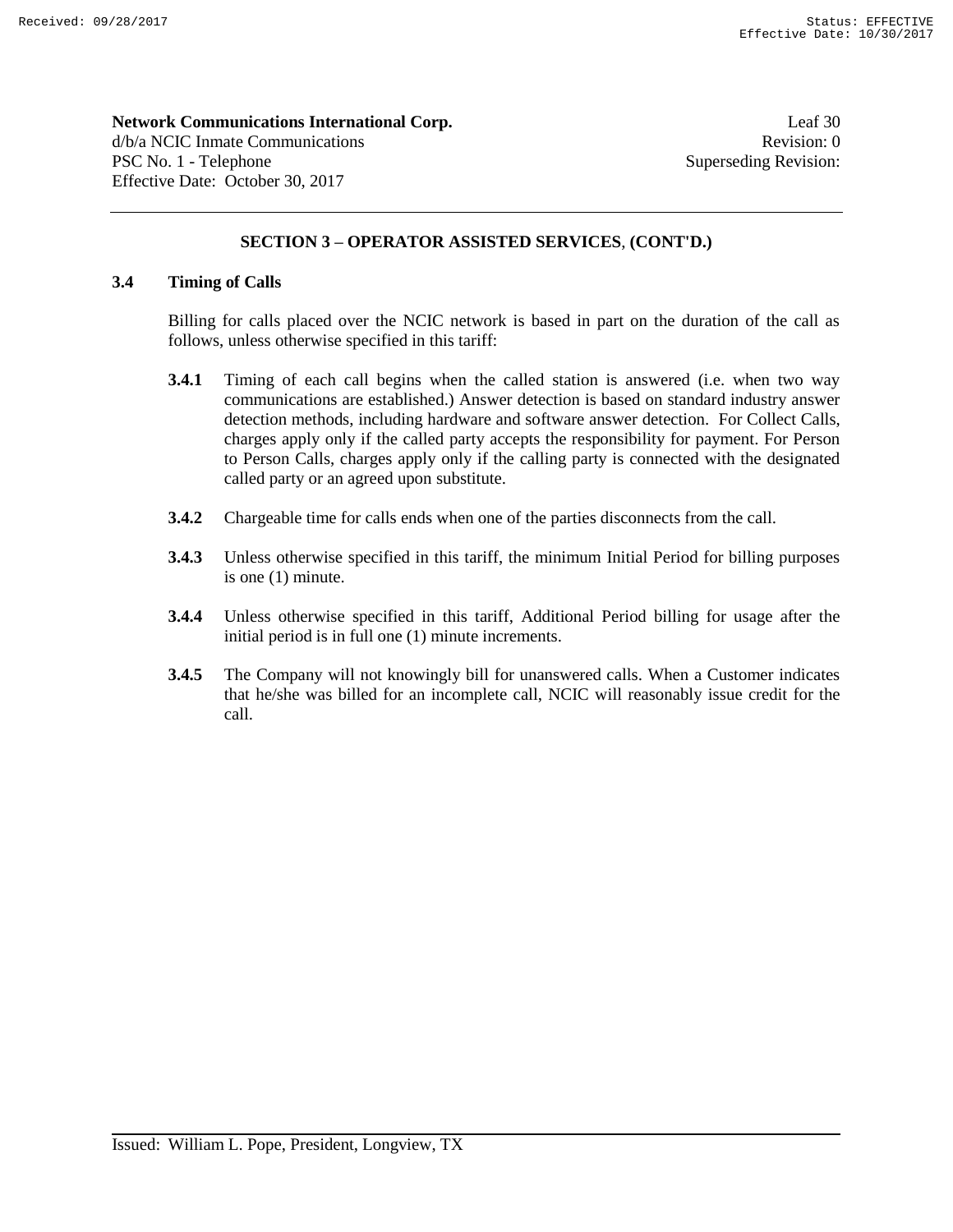**Network Communications International Corp.**
d/b/a NCIC Inmate Communications
PSC No. 1 - Telephone
Effective Date: October 30, 2017

Leaf 30
Revision: 0
Superseding Revision:

---

## SECTION 3 – OPERATOR ASSISTED SERVICES, (CONT'D.)

### 3.4 Timing of Calls

Billing for calls placed over the NCIC network is based in part on the duration of the call as follows, unless otherwise specified in this tariff:

**3.4.1** Timing of each call begins when the called station is answered (i.e. when two way communications are established.) Answer detection is based on standard industry answer detection methods, including hardware and software answer detection. For Collect Calls, charges apply only if the called party accepts the responsibility for payment. For Person to Person Calls, charges apply only if the calling party is connected with the designated called party or an agreed upon substitute.

**3.4.2** Chargeable time for calls ends when one of the parties disconnects from the call.

**3.4.3** Unless otherwise specified in this tariff, the minimum Initial Period for billing purposes is one (1) minute.

**3.4.4** Unless otherwise specified in this tariff, Additional Period billing for usage after the initial period is in full one (1) minute increments.

**3.4.5** The Company will not knowingly bill for unanswered calls. When a Customer indicates that he/she was billed for an incomplete call, NCIC will reasonably issue credit for the call.

---

Issued: William L. Pope, President, Longview, TX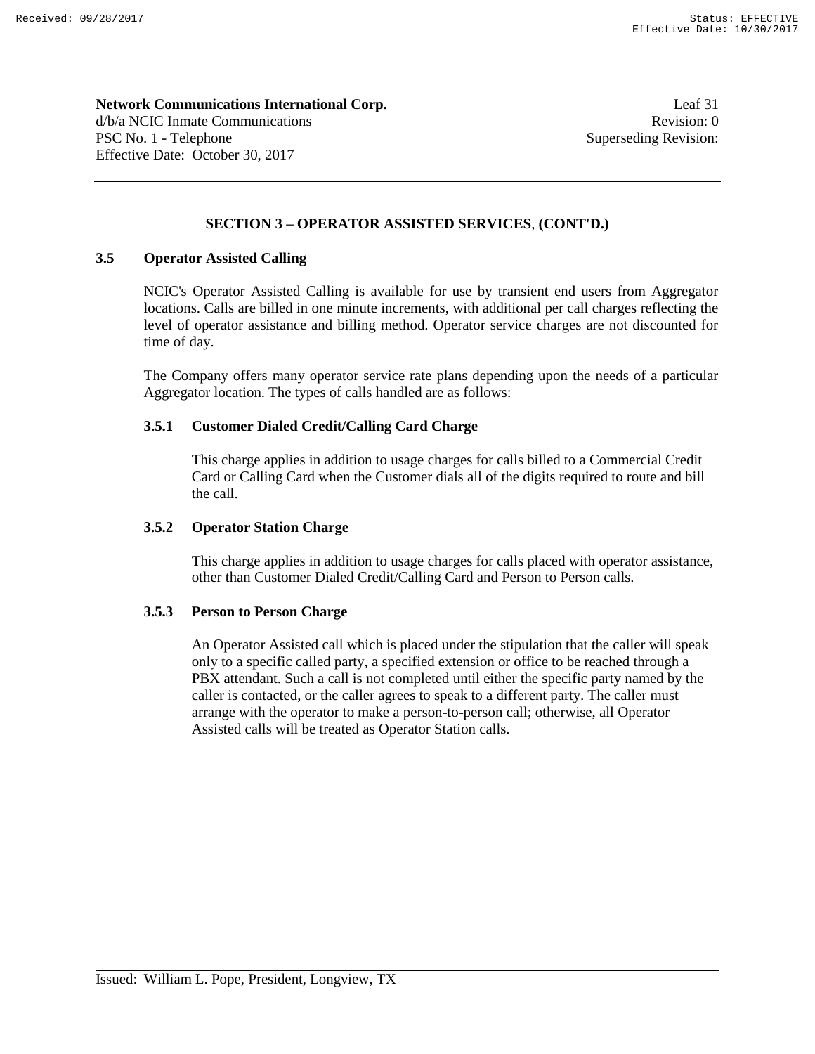**Network Communications International Corp.** Leaf 31
d/b/a NCIC Inmate Communications Revision: 0
PSC No. 1 - Telephone Superseding Revision:
Effective Date: October 30, 2017

## SECTION 3 – OPERATOR ASSISTED SERVICES, (CONT'D.)

### 3.5 Operator Assisted Calling

NCIC's Operator Assisted Calling is available for use by transient end users from Aggregator locations. Calls are billed in one minute increments, with additional per call charges reflecting the level of operator assistance and billing method. Operator service charges are not discounted for time of day.

The Company offers many operator service rate plans depending upon the needs of a particular Aggregator location. The types of calls handled are as follows:

#### 3.5.1 Customer Dialed Credit/Calling Card Charge

This charge applies in addition to usage charges for calls billed to a Commercial Credit Card or Calling Card when the Customer dials all of the digits required to route and bill the call.

#### 3.5.2 Operator Station Charge

This charge applies in addition to usage charges for calls placed with operator assistance, other than Customer Dialed Credit/Calling Card and Person to Person calls.

#### 3.5.3 Person to Person Charge

An Operator Assisted call which is placed under the stipulation that the caller will speak only to a specific called party, a specified extension or office to be reached through a PBX attendant. Such a call is not completed until either the specific party named by the caller is contacted, or the caller agrees to speak to a different party. The caller must arrange with the operator to make a person-to-person call; otherwise, all Operator Assisted calls will be treated as Operator Station calls.

Issued: William L. Pope, President, Longview, TX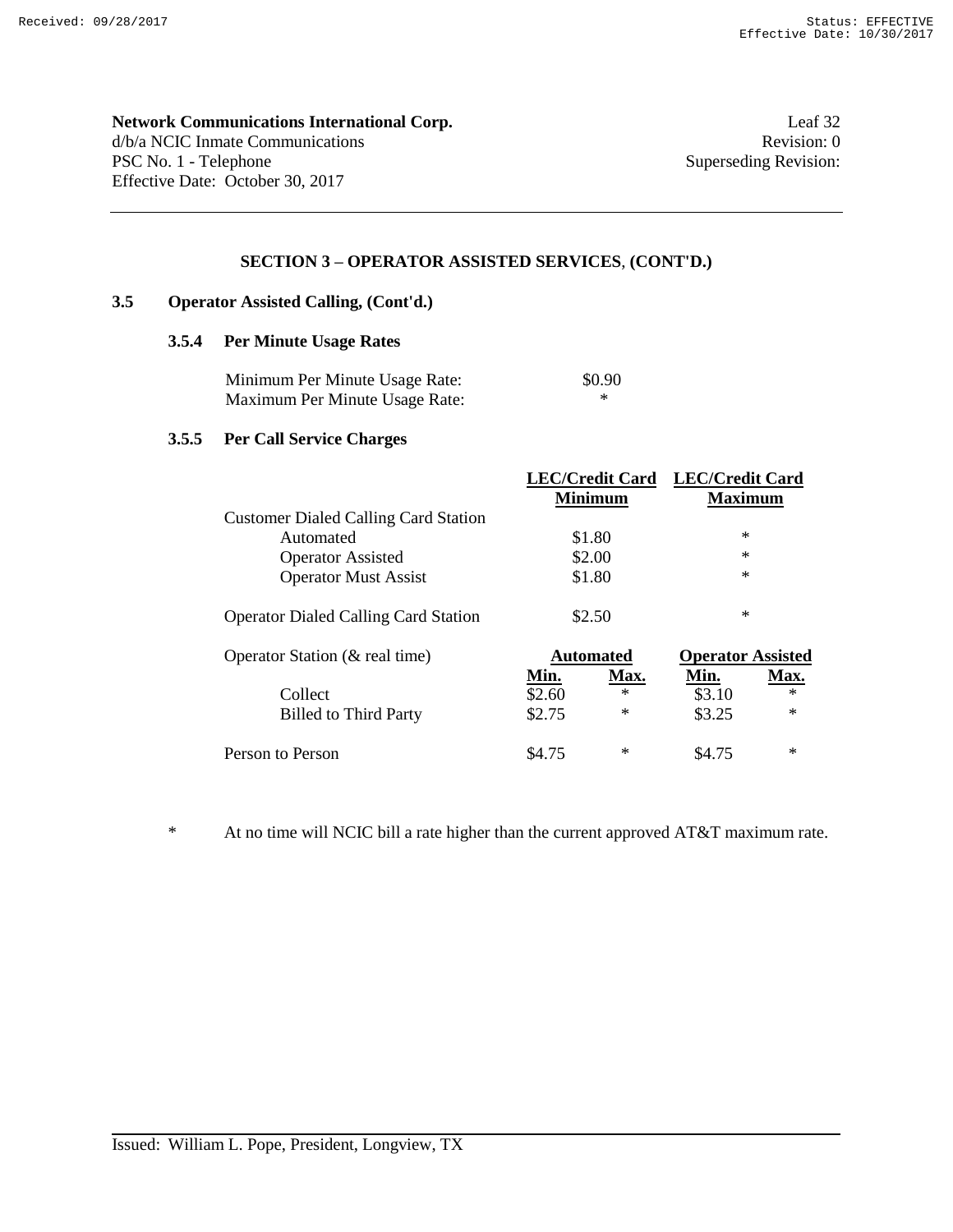**Network Communications International Corp.**
d/b/a NCIC Inmate Communications
PSC No. 1 - Telephone
Effective Date: October 30, 2017

Leaf 32
Revision: 0
Superseding Revision:

## SECTION 3 – OPERATOR ASSISTED SERVICES, (CONT'D.)

### 3.5 Operator Assisted Calling, (Cont'd.)

#### 3.5.4 Per Minute Usage Rates

| | |
|---|---|
| Minimum Per Minute Usage Rate: | $0.90 |
| Maximum Per Minute Usage Rate: | * |

#### 3.5.5 Per Call Service Charges

| | LEC/Credit Card Minimum | LEC/Credit Card Maximum |
|---|---|---|
| Customer Dialed Calling Card Station | | |
| Automated | $1.80 | * |
| Operator Assisted | $2.00 | * |
| Operator Must Assist | $1.80 | * |
| Operator Dialed Calling Card Station | $2.50 | * |

| Operator Station (& real time) | Automated | | Operator Assisted | |
|---|---|---|---|---|
| | Min. | Max. | Min. | Max. |
| Collect | $2.60 | * | $3.10 | * |
| Billed to Third Party | $2.75 | * | $3.25 | * |
| Person to Person | $4.75 | * | $4.75 | * |

\* At no time will NCIC bill a rate higher than the current approved AT&T maximum rate.

Issued: William L. Pope, President, Longview, TX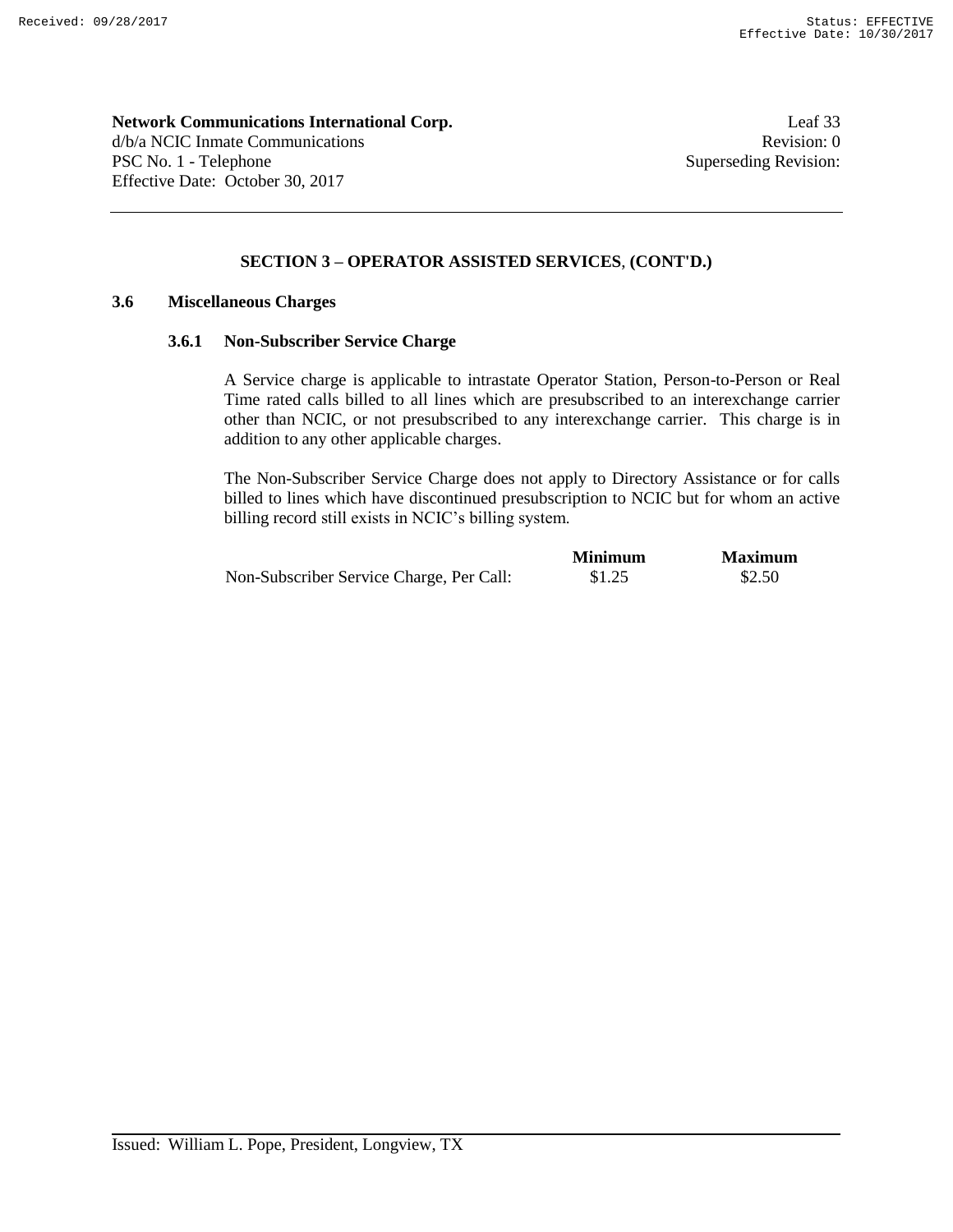**Network Communications International Corp.**
d/b/a NCIC Inmate Communications
PSC No. 1 - Telephone
Effective Date: October 30, 2017

Leaf 33
Revision: 0
Superseding Revision:

## SECTION 3 – OPERATOR ASSISTED SERVICES, (CONT'D.)

### 3.6 Miscellaneous Charges

#### 3.6.1 Non-Subscriber Service Charge

A Service charge is applicable to intrastate Operator Station, Person-to-Person or Real Time rated calls billed to all lines which are presubscribed to an interexchange carrier other than NCIC, or not presubscribed to any interexchange carrier. This charge is in addition to any other applicable charges.

The Non-Subscriber Service Charge does not apply to Directory Assistance or for calls billed to lines which have discontinued presubscription to NCIC but for whom an active billing record still exists in NCIC's billing system.

| | **Minimum** | **Maximum** |
|---|---|---|
| Non-Subscriber Service Charge, Per Call: | $1.25 | $2.50 |

Issued: William L. Pope, President, Longview, TX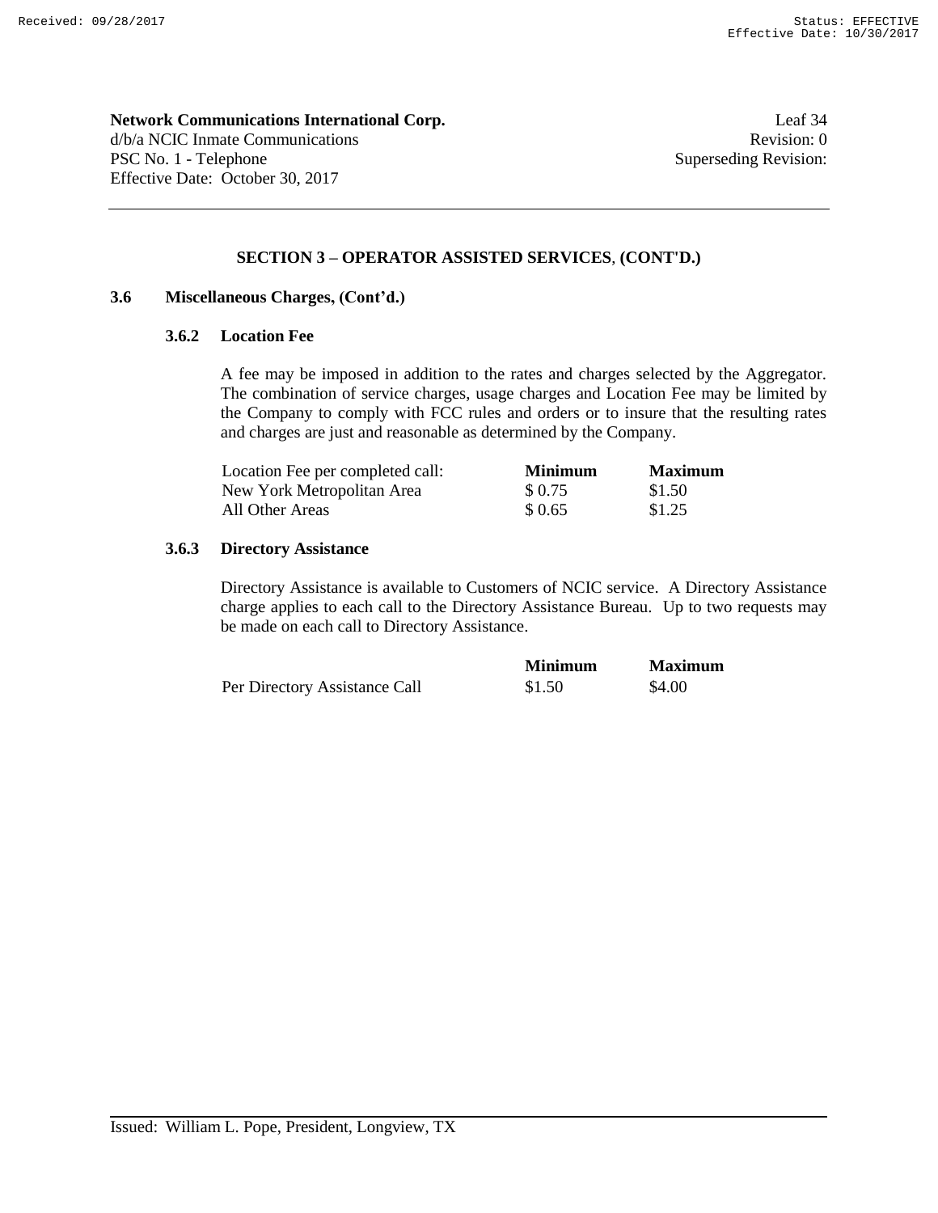**Network Communications International Corp.**
d/b/a NCIC Inmate Communications
PSC No. 1 - Telephone
Effective Date: October 30, 2017

Leaf 34
Revision: 0
Superseding Revision:

## SECTION 3 – OPERATOR ASSISTED SERVICES, (CONT'D.)

### 3.6 Miscellaneous Charges, (Cont'd.)

#### 3.6.2 Location Fee

A fee may be imposed in addition to the rates and charges selected by the Aggregator. The combination of service charges, usage charges and Location Fee may be limited by the Company to comply with FCC rules and orders or to insure that the resulting rates and charges are just and reasonable as determined by the Company.

| Location Fee per completed call: | **Minimum** | **Maximum** |
|---|---|---|
| New York Metropolitan Area | $ 0.75 | $1.50 |
| All Other Areas | $ 0.65 | $1.25 |

#### 3.6.3 Directory Assistance

Directory Assistance is available to Customers of NCIC service. A Directory Assistance charge applies to each call to the Directory Assistance Bureau. Up to two requests may be made on each call to Directory Assistance.

| | **Minimum** | **Maximum** |
|---|---|---|
| Per Directory Assistance Call | $1.50 | $4.00 |

Issued: William L. Pope, President, Longview, TX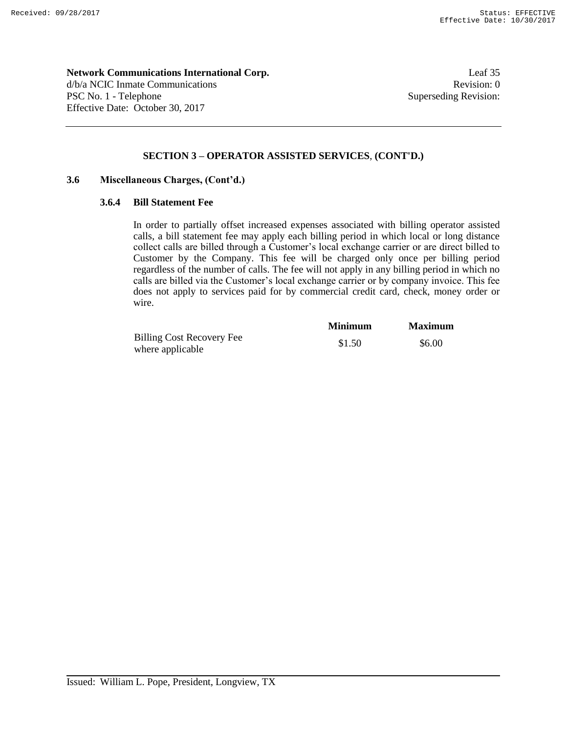**Network Communications International Corp.**
d/b/a NCIC Inmate Communications
PSC No. 1 - Telephone
Effective Date: October 30, 2017

Leaf 35
Revision: 0
Superseding Revision:

## SECTION 3 – OPERATOR ASSISTED SERVICES, (CONT'D.)

### 3.6 Miscellaneous Charges, (Cont'd.)

#### 3.6.4 Bill Statement Fee

In order to partially offset increased expenses associated with billing operator assisted calls, a bill statement fee may apply each billing period in which local or long distance collect calls are billed through a Customer's local exchange carrier or are direct billed to Customer by the Company. This fee will be charged only once per billing period regardless of the number of calls. The fee will not apply in any billing period in which no calls are billed via the Customer's local exchange carrier or by company invoice. This fee does not apply to services paid for by commercial credit card, check, money order or wire.

| | **Minimum** | **Maximum** |
|---|---|---|
| Billing Cost Recovery Fee where applicable | $1.50 | $6.00 |

Issued: William L. Pope, President, Longview, TX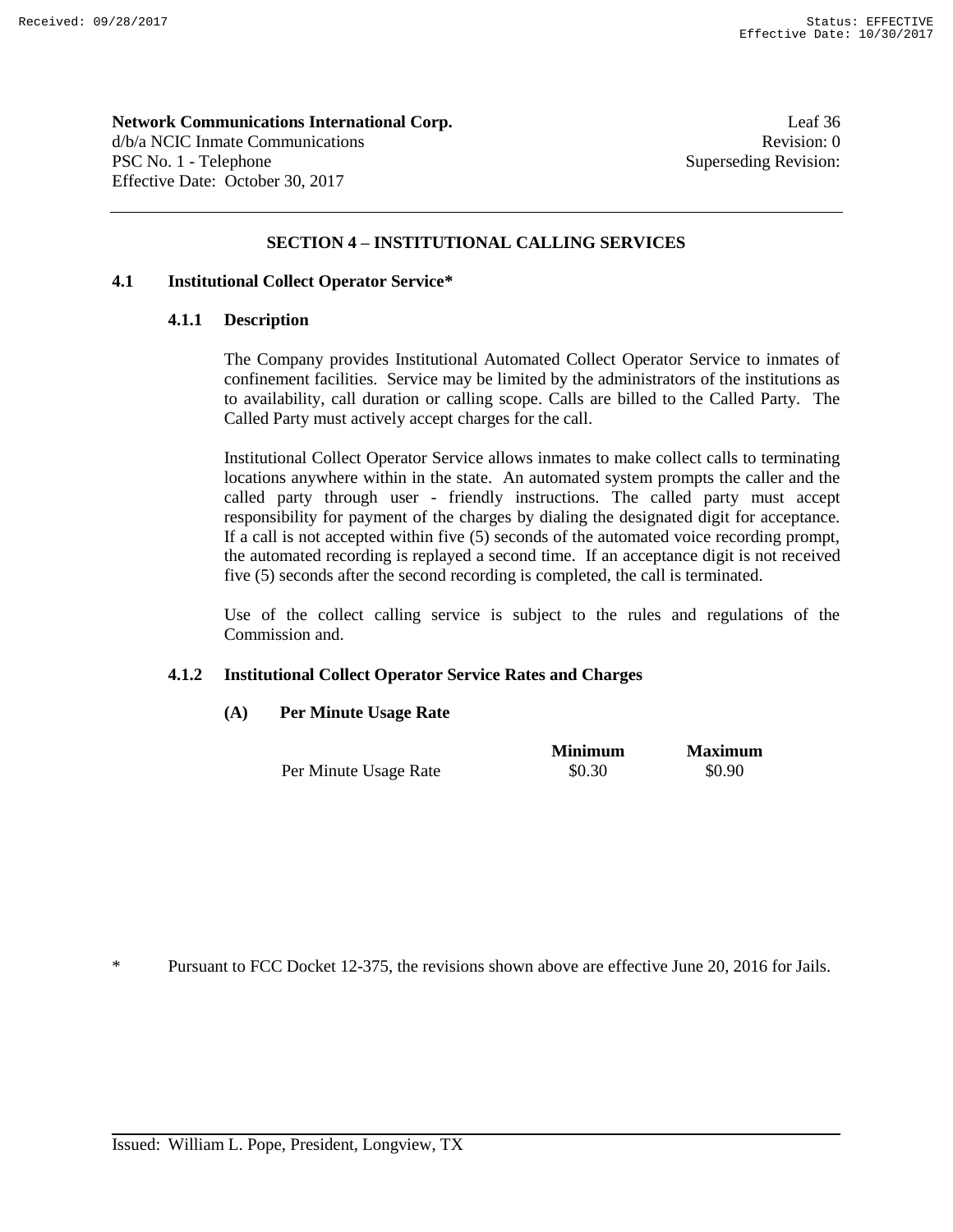**Network Communications International Corp.**
d/b/a NCIC Inmate Communications
PSC No. 1 - Telephone
Effective Date: October 30, 2017

Leaf 36
Revision: 0
Superseding Revision:

## SECTION 4 – INSTITUTIONAL CALLING SERVICES

### 4.1 Institutional Collect Operator Service*

#### 4.1.1 Description

The Company provides Institutional Automated Collect Operator Service to inmates of confinement facilities. Service may be limited by the administrators of the institutions as to availability, call duration or calling scope. Calls are billed to the Called Party. The Called Party must actively accept charges for the call.

Institutional Collect Operator Service allows inmates to make collect calls to terminating locations anywhere within in the state. An automated system prompts the caller and the called party through user - friendly instructions. The called party must accept responsibility for payment of the charges by dialing the designated digit for acceptance. If a call is not accepted within five (5) seconds of the automated voice recording prompt, the automated recording is replayed a second time. If an acceptance digit is not received five (5) seconds after the second recording is completed, the call is terminated.

Use of the collect calling service is subject to the rules and regulations of the Commission and.

#### 4.1.2 Institutional Collect Operator Service Rates and Charges

**(A) Per Minute Usage Rate**

| | Minimum | Maximum |
|---|---|---|
| Per Minute Usage Rate | $0.30 | $0.90 |

\* Pursuant to FCC Docket 12-375, the revisions shown above are effective June 20, 2016 for Jails.

Issued: William L. Pope, President, Longview, TX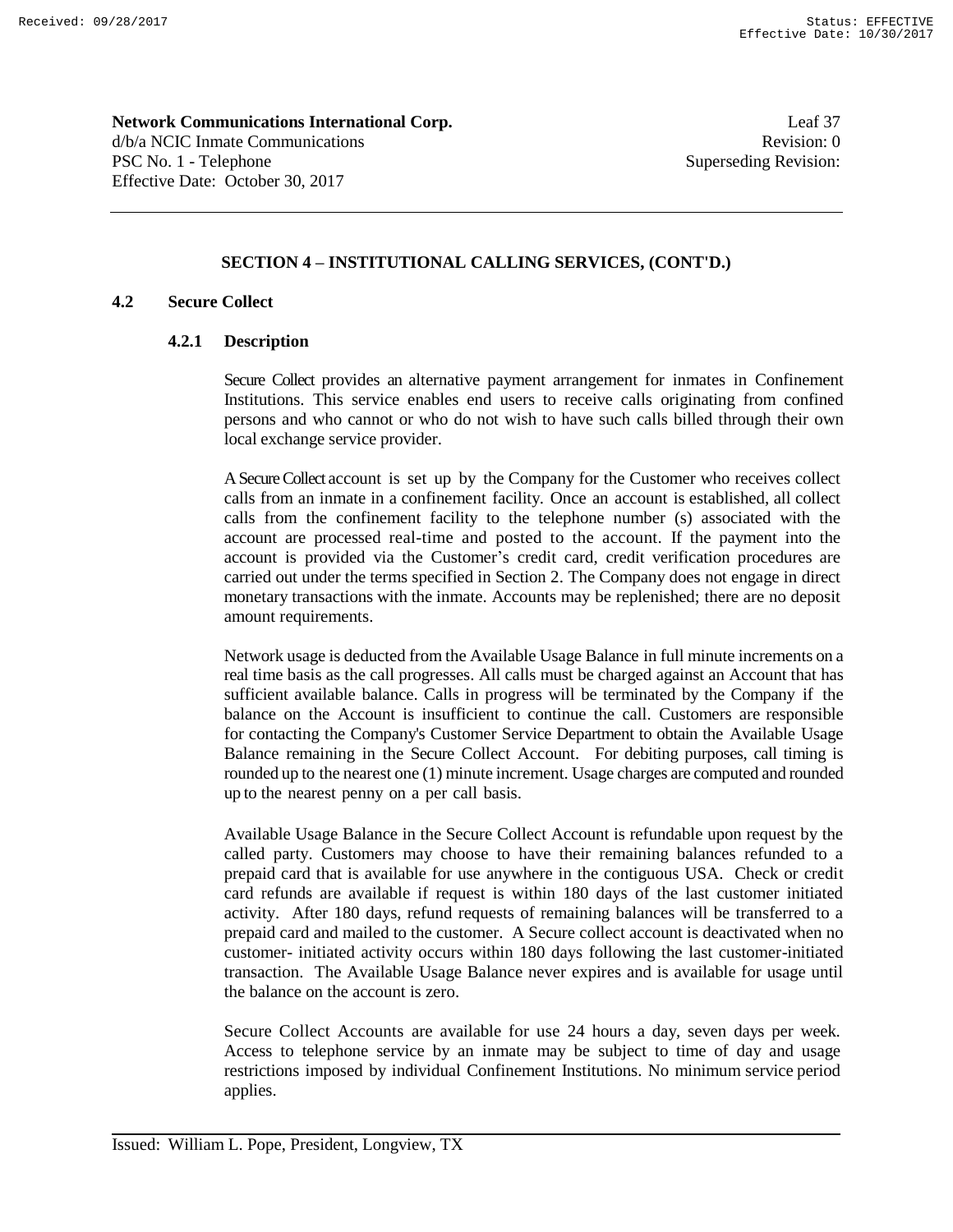## SECTION 4 – INSTITUTIONAL CALLING SERVICES, (CONT'D.)

### 4.2 Secure Collect

#### 4.2.1 Description

Secure Collect provides an alternative payment arrangement for inmates in Confinement Institutions. This service enables end users to receive calls originating from confined persons and who cannot or who do not wish to have such calls billed through their own local exchange service provider.

A Secure Collect account is set up by the Company for the Customer who receives collect calls from an inmate in a confinement facility. Once an account is established, all collect calls from the confinement facility to the telephone number (s) associated with the account are processed real-time and posted to the account. If the payment into the account is provided via the Customer's credit card, credit verification procedures are carried out under the terms specified in Section 2. The Company does not engage in direct monetary transactions with the inmate. Accounts may be replenished; there are no deposit amount requirements.

Network usage is deducted from the Available Usage Balance in full minute increments on a real time basis as the call progresses. All calls must be charged against an Account that has sufficient available balance. Calls in progress will be terminated by the Company if the balance on the Account is insufficient to continue the call. Customers are responsible for contacting the Company's Customer Service Department to obtain the Available Usage Balance remaining in the Secure Collect Account. For debiting purposes, call timing is rounded up to the nearest one (1) minute increment. Usage charges are computed and rounded up to the nearest penny on a per call basis.

Available Usage Balance in the Secure Collect Account is refundable upon request by the called party. Customers may choose to have their remaining balances refunded to a prepaid card that is available for use anywhere in the contiguous USA. Check or credit card refunds are available if request is within 180 days of the last customer initiated activity. After 180 days, refund requests of remaining balances will be transferred to a prepaid card and mailed to the customer. A Secure collect account is deactivated when no customer- initiated activity occurs within 180 days following the last customer-initiated transaction. The Available Usage Balance never expires and is available for usage until the balance on the account is zero.

Secure Collect Accounts are available for use 24 hours a day, seven days per week. Access to telephone service by an inmate may be subject to time of day and usage restrictions imposed by individual Confinement Institutions. No minimum service period applies.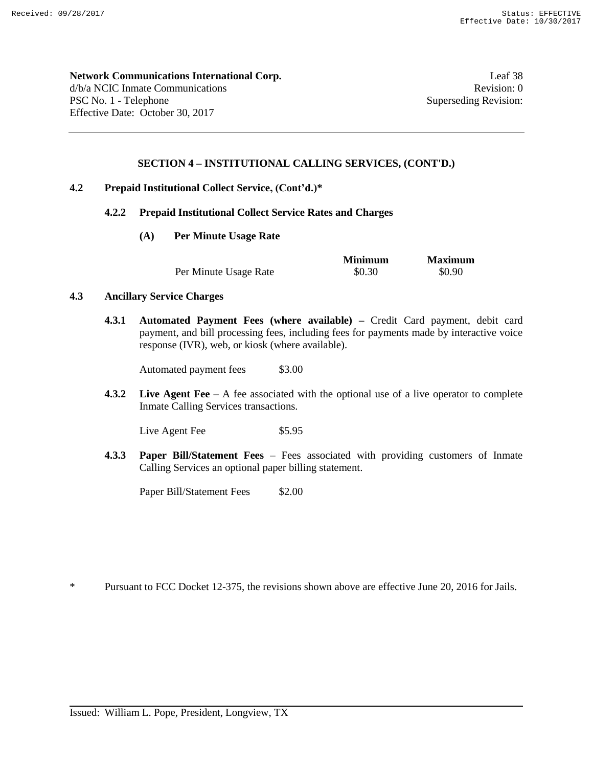**Network Communications International Corp.**
d/b/a NCIC Inmate Communications
PSC No. 1 - Telephone
Effective Date: October 30, 2017

Leaf 38
Revision: 0
Superseding Revision:

## SECTION 4 – INSTITUTIONAL CALLING SERVICES, (CONT'D.)

### 4.2 Prepaid Institutional Collect Service, (Cont'd.)*

#### 4.2.2 Prepaid Institutional Collect Service Rates and Charges

**(A) Per Minute Usage Rate**

| | Minimum | Maximum |
|---|---|---|
| Per Minute Usage Rate | $0.30 | $0.90 |

### 4.3 Ancillary Service Charges

**4.3.1 Automated Payment Fees (where available)** – Credit Card payment, debit card payment, and bill processing fees, including fees for payments made by interactive voice response (IVR), web, or kiosk (where available).

| | |
|---|---|
| Automated payment fees | $3.00 |

**4.3.2 Live Agent Fee** – A fee associated with the optional use of a live operator to complete Inmate Calling Services transactions.

| | |
|---|---|
| Live Agent Fee | $5.95 |

**4.3.3 Paper Bill/Statement Fees** – Fees associated with providing customers of Inmate Calling Services an optional paper billing statement.

| | |
|---|---|
| Paper Bill/Statement Fees | $2.00 |

\* Pursuant to FCC Docket 12-375, the revisions shown above are effective June 20, 2016 for Jails.

Issued: William L. Pope, President, Longview, TX